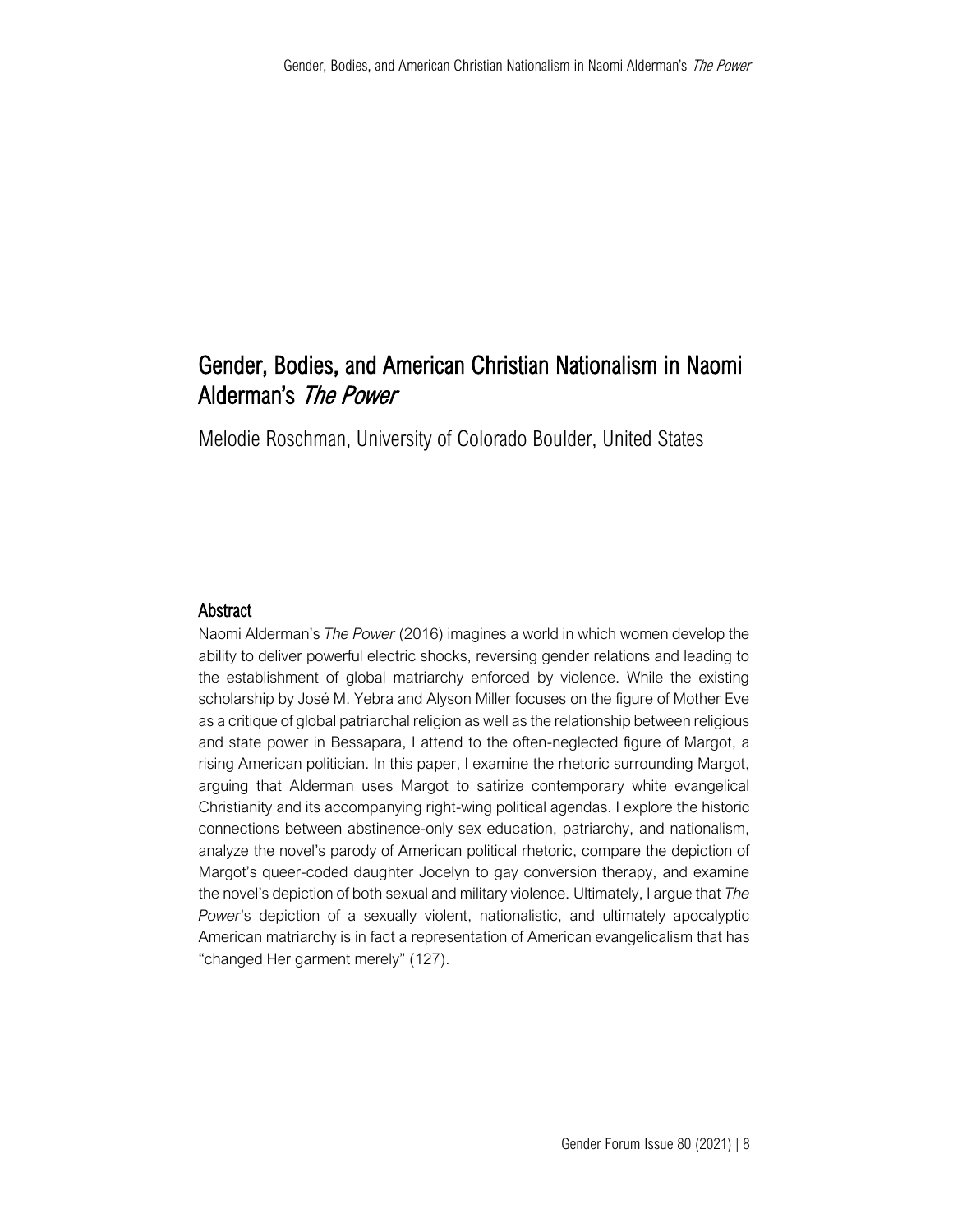# Gender, Bodies, and American Christian Nationalism in Naomi Alderman's *The Power*

Melodie Roschman, University of Colorado Boulder, United States

## Abstract

Naomi Alderman's *The Power* (2016) imagines a world in which women develop the ability to deliver powerful electric shocks, reversing gender relations and leading to the establishment of global matriarchy enforced by violence. While the existing scholarship by José M. Yebra and Alyson Miller focuses on the figure of Mother Eve as a critique of global patriarchal religion as well as the relationship between religious and state power in Bessapara, I attend to the often-neglected figure of Margot, a rising American politician. In this paper, I examine the rhetoric surrounding Margot, arguing that Alderman uses Margot to satirize contemporary white evangelical Christianity and its accompanying right-wing political agendas. I explore the historic connections between abstinence-only sex education, patriarchy, and nationalism, analyze the novel's parody of American political rhetoric, compare the depiction of Margot's queer-coded daughter Jocelyn to gay conversion therapy, and examine the novel's depiction of both sexual and military violence. Ultimately, I argue that *The Power*'s depiction of a sexually violent, nationalistic, and ultimately apocalyptic American matriarchy is in fact a representation of American evangelicalism that has "changed Her garment merely" (127).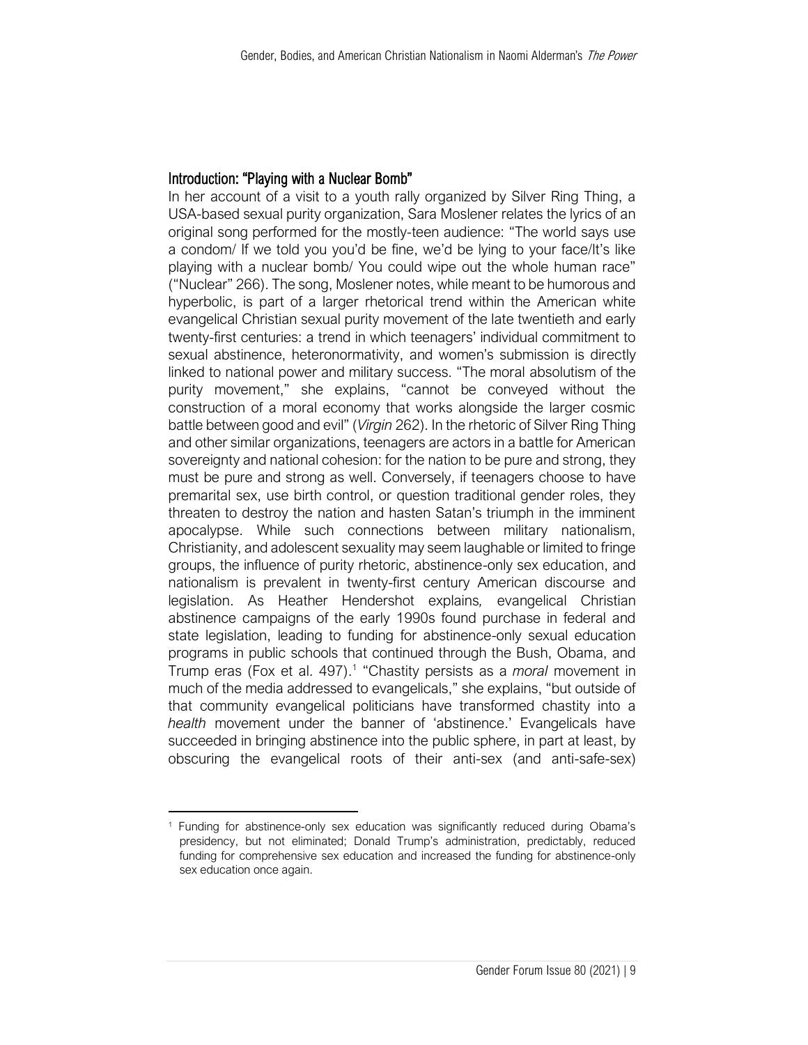## Introduction: "Playing with a Nuclear Bomb"

In her account of a visit to a youth rally organized by Silver Ring Thing, a USA-based sexual purity organization, Sara Moslener relates the lyrics of an original song performed for the mostly-teen audience: "The world says use a condom/ If we told you you'd be fine, we'd be lying to your face/It's like playing with a nuclear bomb/ You could wipe out the whole human race" ("Nuclear" 266). The song, Moslener notes, while meant to be humorous and hyperbolic, is part of a larger rhetorical trend within the American white evangelical Christian sexual purity movement of the late twentieth and early twenty-first centuries: a trend in which teenagers' individual commitment to sexual abstinence, heteronormativity, and women's submission is directly linked to national power and military success. "The moral absolutism of the purity movement," she explains, "cannot be conveyed without the construction of a moral economy that works alongside the larger cosmic battle between good and evil" (*Virgin* 262). In the rhetoric of Silver Ring Thing and other similar organizations, teenagers are actors in a battle for American sovereignty and national cohesion: for the nation to be pure and strong, they must be pure and strong as well. Conversely, if teenagers choose to have premarital sex, use birth control, or question traditional gender roles, they threaten to destroy the nation and hasten Satan's triumph in the imminent apocalypse. While such connections between military nationalism, Christianity, and adolescent sexuality may seem laughable or limited to fringe groups, the influence of purity rhetoric, abstinence-only sex education, and nationalism is prevalent in twenty-first century American discourse and legislation. As Heather Hendershot explains, evangelical Christian abstinence campaigns of the early 1990s found purchase in federal and state legislation, leading to funding for abstinence-only sexual education programs in public schools that continued through the Bush, Obama, and Trump eras (Fox et al. 497).[1] "Chastity persists as a *moral* movement in much of the media addressed to evangelicals," she explains, "but outside of that community evangelical politicians have transformed chastity into a *health* movement under the banner of 'abstinence.' Evangelicals have succeeded in bringing abstinence into the public sphere, in part at least, by obscuring the evangelical roots of their anti-sex (and anti-safe-sex)

[1] Funding for abstinence-only sex education was significantly reduced during Obama's presidency, but not eliminated; Donald Trump's administration, predictably, reduced funding for comprehensive sex education and increased the funding for abstinence-only sex education once again.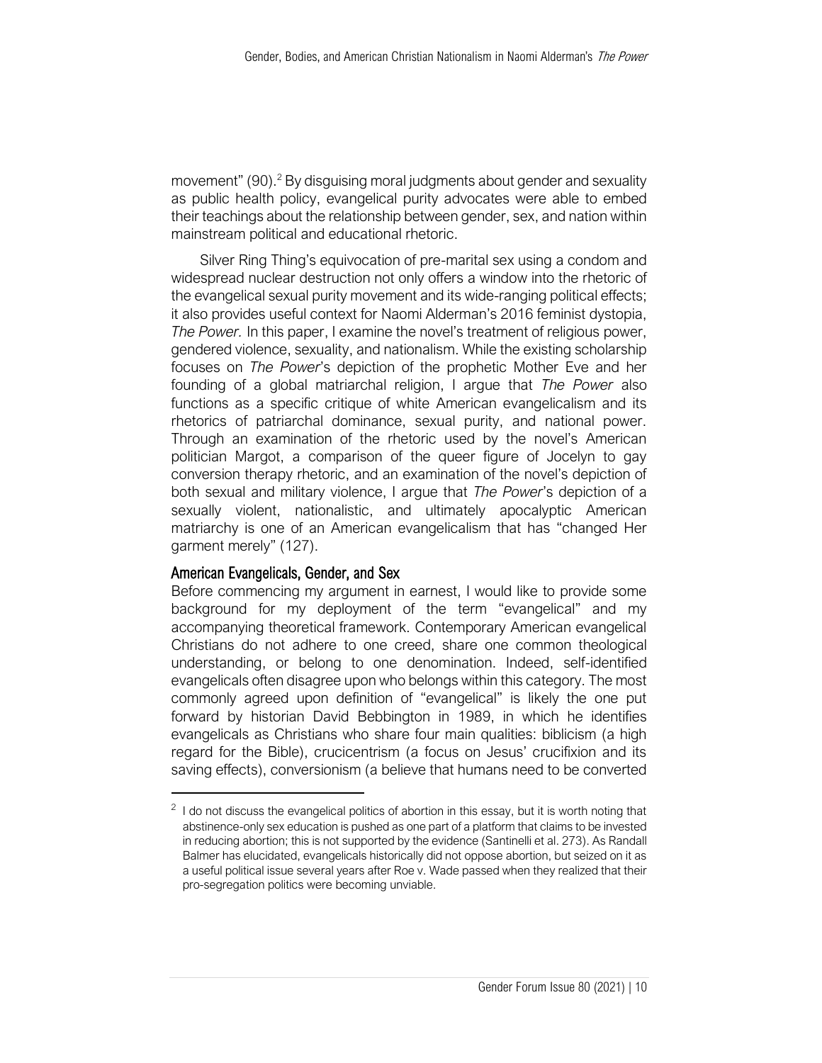movement" (90).[2] By disguising moral judgments about gender and sexuality as public health policy, evangelical purity advocates were able to embed their teachings about the relationship between gender, sex, and nation within mainstream political and educational rhetoric.

Silver Ring Thing's equivocation of pre-marital sex using a condom and widespread nuclear destruction not only offers a window into the rhetoric of the evangelical sexual purity movement and its wide-ranging political effects; it also provides useful context for Naomi Alderman's 2016 feminist dystopia, *The Power.* In this paper, I examine the novel's treatment of religious power, gendered violence, sexuality, and nationalism. While the existing scholarship focuses on *The Power*'s depiction of the prophetic Mother Eve and her founding of a global matriarchal religion, I argue that *The Power* also functions as a specific critique of white American evangelicalism and its rhetorics of patriarchal dominance, sexual purity, and national power. Through an examination of the rhetoric used by the novel's American politician Margot, a comparison of the queer figure of Jocelyn to gay conversion therapy rhetoric, and an examination of the novel's depiction of both sexual and military violence, I argue that *The Power*'s depiction of a sexually violent, nationalistic, and ultimately apocalyptic American matriarchy is one of an American evangelicalism that has "changed Her garment merely" (127).

## American Evangelicals, Gender, and Sex

Before commencing my argument in earnest, I would like to provide some background for my deployment of the term "evangelical" and my accompanying theoretical framework. Contemporary American evangelical Christians do not adhere to one creed, share one common theological understanding, or belong to one denomination. Indeed, self-identified evangelicals often disagree upon who belongs within this category. The most commonly agreed upon definition of "evangelical" is likely the one put forward by historian David Bebbington in 1989, in which he identifies evangelicals as Christians who share four main qualities: biblicism (a high regard for the Bible), crucicentrism (a focus on Jesus' crucifixion and its saving effects), conversionism (a believe that humans need to be converted

---

[2] I do not discuss the evangelical politics of abortion in this essay, but it is worth noting that abstinence-only sex education is pushed as one part of a platform that claims to be invested in reducing abortion; this is not supported by the evidence (Santinelli et al. 273). As Randall Balmer has elucidated, evangelicals historically did not oppose abortion, but seized on it as a useful political issue several years after Roe v. Wade passed when they realized that their pro-segregation politics were becoming unviable.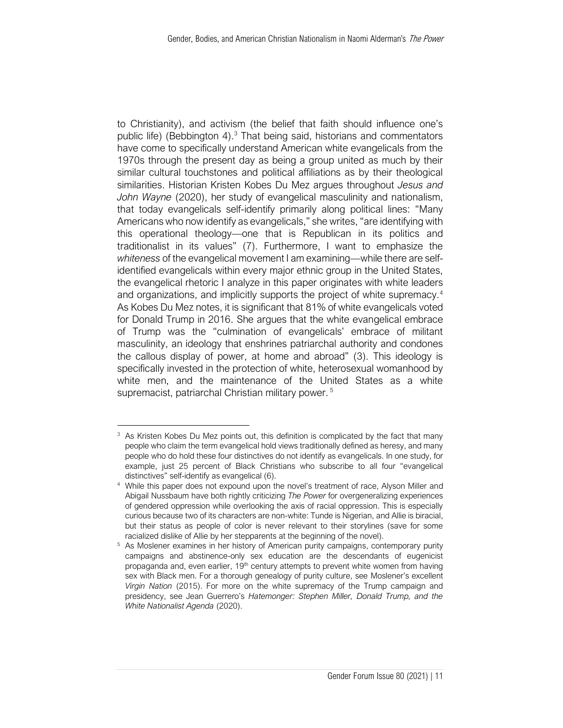to Christianity), and activism (the belief that faith should influence one's public life) (Bebbington 4).[3] That being said, historians and commentators have come to specifically understand American white evangelicals from the 1970s through the present day as being a group united as much by their similar cultural touchstones and political affiliations as by their theological similarities. Historian Kristen Kobes Du Mez argues throughout *Jesus and John Wayne* (2020), her study of evangelical masculinity and nationalism, that today evangelicals self-identify primarily along political lines: "Many Americans who now identify as evangelicals," she writes, "are identifying with this operational theology—one that is Republican in its politics and traditionalist in its values" (7). Furthermore, I want to emphasize the *whiteness* of the evangelical movement I am examining—while there are self-identified evangelicals within every major ethnic group in the United States, the evangelical rhetoric I analyze in this paper originates with white leaders and organizations, and implicitly supports the project of white supremacy.[4] As Kobes Du Mez notes, it is significant that 81% of white evangelicals voted for Donald Trump in 2016. She argues that the white evangelical embrace of Trump was the "culmination of evangelicals' embrace of militant masculinity, an ideology that enshrines patriarchal authority and condones the callous display of power, at home and abroad" (3). This ideology is specifically invested in the protection of white, heterosexual womanhood by white men, and the maintenance of the United States as a white supremacist, patriarchal Christian military power.[5]

---

[3] As Kristen Kobes Du Mez points out, this definition is complicated by the fact that many people who claim the term evangelical hold views traditionally defined as heresy, and many people who do hold these four distinctives do not identify as evangelicals. In one study, for example, just 25 percent of Black Christians who subscribe to all four "evangelical distinctives" self-identify as evangelical (6).

[4] While this paper does not expound upon the novel's treatment of race, Alyson Miller and Abigail Nussbaum have both rightly criticizing *The Power* for overgeneralizing experiences of gendered oppression while overlooking the axis of racial oppression. This is especially curious because two of its characters are non-white: Tunde is Nigerian, and Allie is biracial, but their status as people of color is never relevant to their storylines (save for some racialized dislike of Allie by her stepparents at the beginning of the novel).

[5] As Moslener examines in her history of American purity campaigns, contemporary purity campaigns and abstinence-only sex education are the descendants of eugenicist propaganda and, even earlier, 19th century attempts to prevent white women from having sex with Black men. For a thorough genealogy of purity culture, see Moslener's excellent *Virgin Nation* (2015). For more on the white supremacy of the Trump campaign and presidency, see Jean Guerrero's *Hatemonger: Stephen Miller, Donald Trump, and the White Nationalist Agenda* (2020).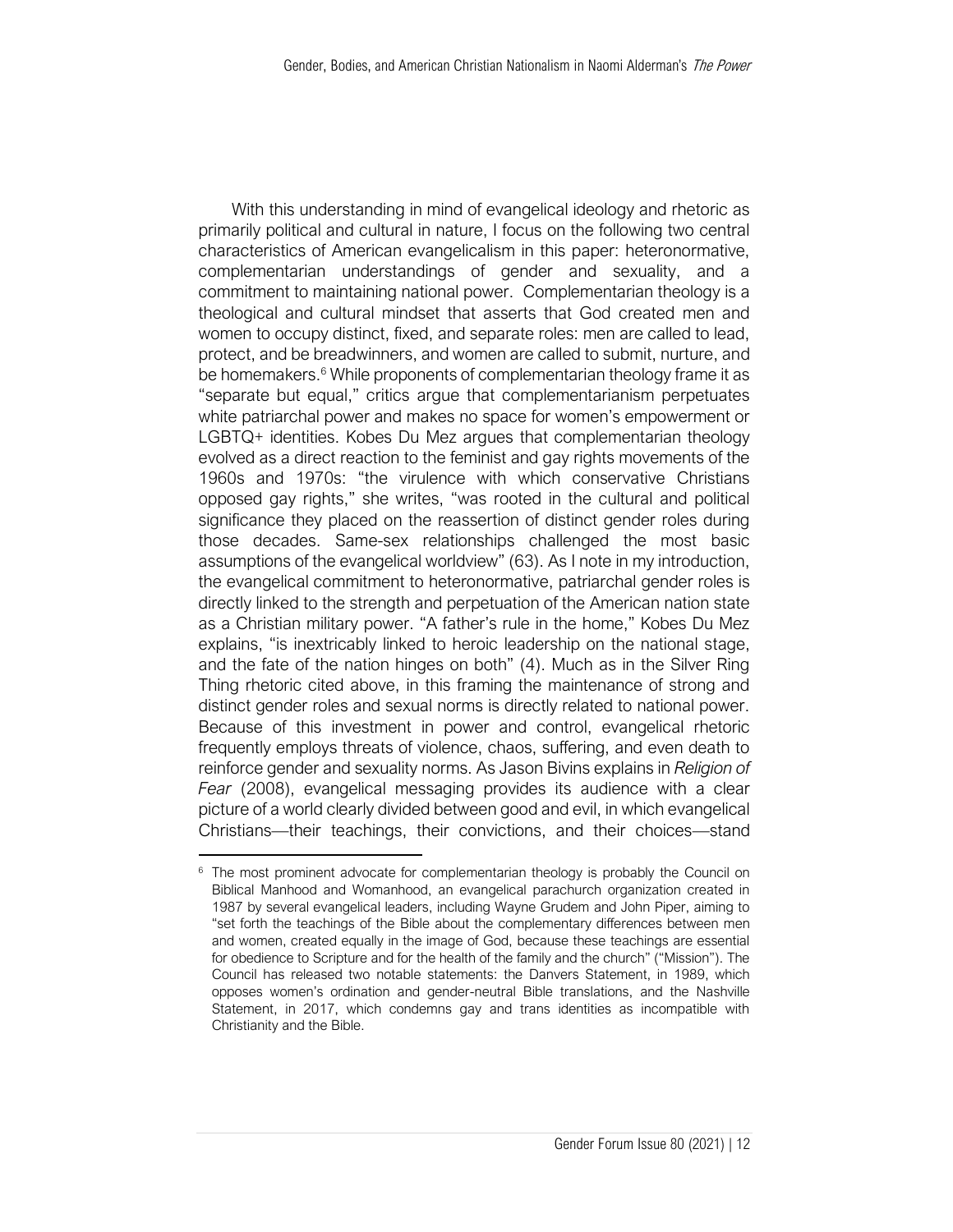With this understanding in mind of evangelical ideology and rhetoric as primarily political and cultural in nature, I focus on the following two central characteristics of American evangelicalism in this paper: heteronormative, complementarian understandings of gender and sexuality, and a commitment to maintaining national power. Complementarian theology is a theological and cultural mindset that asserts that God created men and women to occupy distinct, fixed, and separate roles: men are called to lead, protect, and be breadwinners, and women are called to submit, nurture, and be homemakers.[6] While proponents of complementarian theology frame it as "separate but equal," critics argue that complementarianism perpetuates white patriarchal power and makes no space for women's empowerment or LGBTQ+ identities. Kobes Du Mez argues that complementarian theology evolved as a direct reaction to the feminist and gay rights movements of the 1960s and 1970s: "the virulence with which conservative Christians opposed gay rights," she writes, "was rooted in the cultural and political significance they placed on the reassertion of distinct gender roles during those decades. Same-sex relationships challenged the most basic assumptions of the evangelical worldview" (63). As I note in my introduction, the evangelical commitment to heteronormative, patriarchal gender roles is directly linked to the strength and perpetuation of the American nation state as a Christian military power. "A father's rule in the home," Kobes Du Mez explains, "is inextricably linked to heroic leadership on the national stage, and the fate of the nation hinges on both" (4). Much as in the Silver Ring Thing rhetoric cited above, in this framing the maintenance of strong and distinct gender roles and sexual norms is directly related to national power. Because of this investment in power and control, evangelical rhetoric frequently employs threats of violence, chaos, suffering, and even death to reinforce gender and sexuality norms. As Jason Bivins explains in *Religion of Fear* (2008), evangelical messaging provides its audience with a clear picture of a world clearly divided between good and evil, in which evangelical Christians—their teachings, their convictions, and their choices—stand

[6] The most prominent advocate for complementarian theology is probably the Council on Biblical Manhood and Womanhood, an evangelical parachurch organization created in 1987 by several evangelical leaders, including Wayne Grudem and John Piper, aiming to "set forth the teachings of the Bible about the complementary differences between men and women, created equally in the image of God, because these teachings are essential for obedience to Scripture and for the health of the family and the church" ("Mission"). The Council has released two notable statements: the Danvers Statement, in 1989, which opposes women's ordination and gender-neutral Bible translations, and the Nashville Statement, in 2017, which condemns gay and trans identities as incompatible with Christianity and the Bible.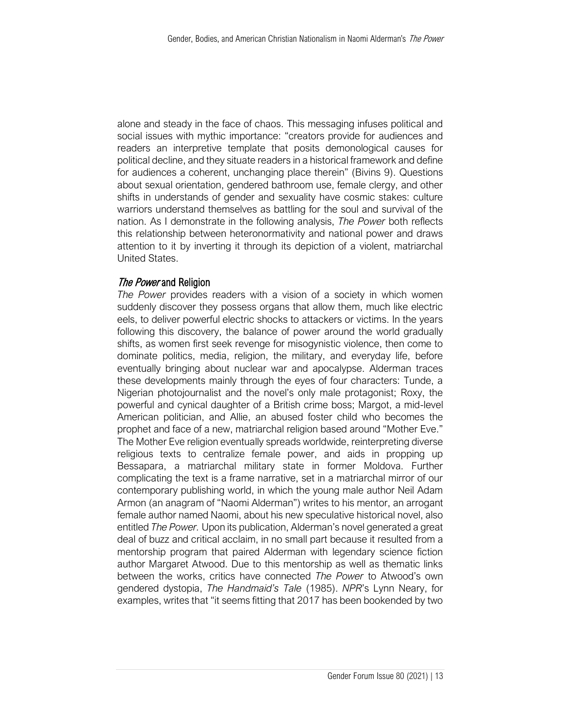alone and steady in the face of chaos. This messaging infuses political and social issues with mythic importance: "creators provide for audiences and readers an interpretive template that posits demonological causes for political decline, and they situate readers in a historical framework and define for audiences a coherent, unchanging place therein" (Bivins 9). Questions about sexual orientation, gendered bathroom use, female clergy, and other shifts in understands of gender and sexuality have cosmic stakes: culture warriors understand themselves as battling for the soul and survival of the nation. As I demonstrate in the following analysis, *The Power* both reflects this relationship between heteronormativity and national power and draws attention to it by inverting it through its depiction of a violent, matriarchal United States.

## *The Power* and Religion

*The Power* provides readers with a vision of a society in which women suddenly discover they possess organs that allow them, much like electric eels, to deliver powerful electric shocks to attackers or victims. In the years following this discovery, the balance of power around the world gradually shifts, as women first seek revenge for misogynistic violence, then come to dominate politics, media, religion, the military, and everyday life, before eventually bringing about nuclear war and apocalypse. Alderman traces these developments mainly through the eyes of four characters: Tunde, a Nigerian photojournalist and the novel's only male protagonist; Roxy, the powerful and cynical daughter of a British crime boss; Margot, a mid-level American politician, and Allie, an abused foster child who becomes the prophet and face of a new, matriarchal religion based around "Mother Eve." The Mother Eve religion eventually spreads worldwide, reinterpreting diverse religious texts to centralize female power, and aids in propping up Bessapara, a matriarchal military state in former Moldova. Further complicating the text is a frame narrative, set in a matriarchal mirror of our contemporary publishing world, in which the young male author Neil Adam Armon (an anagram of "Naomi Alderman") writes to his mentor, an arrogant female author named Naomi, about his new speculative historical novel, also entitled *The Power*. Upon its publication, Alderman's novel generated a great deal of buzz and critical acclaim, in no small part because it resulted from a mentorship program that paired Alderman with legendary science fiction author Margaret Atwood. Due to this mentorship as well as thematic links between the works, critics have connected *The Power* to Atwood's own gendered dystopia, *The Handmaid's Tale* (1985). *NPR*'s Lynn Neary, for examples, writes that "it seems fitting that 2017 has been bookended by two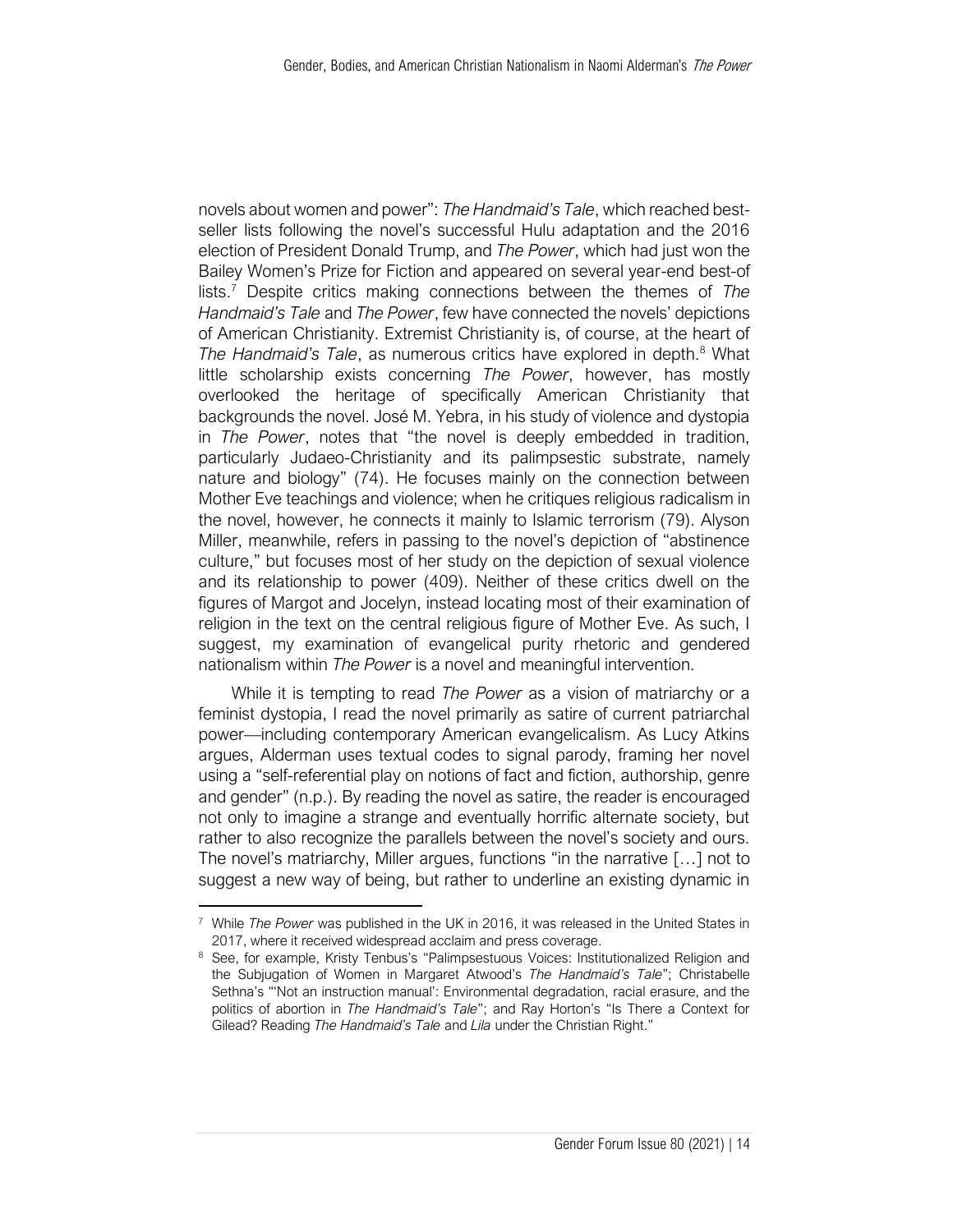novels about women and power": *The Handmaid's Tale*, which reached best-seller lists following the novel's successful Hulu adaptation and the 2016 election of President Donald Trump, and *The Power*, which had just won the Bailey Women's Prize for Fiction and appeared on several year-end best-of lists.[7] Despite critics making connections between the themes of *The Handmaid's Tale* and *The Power*, few have connected the novels' depictions of American Christianity. Extremist Christianity is, of course, at the heart of *The Handmaid's Tale*, as numerous critics have explored in depth.[8] What little scholarship exists concerning *The Power*, however, has mostly overlooked the heritage of specifically American Christianity that backgrounds the novel. José M. Yebra, in his study of violence and dystopia in *The Power*, notes that "the novel is deeply embedded in tradition, particularly Judaeo-Christianity and its palimpsestic substrate, namely nature and biology" (74). He focuses mainly on the connection between Mother Eve teachings and violence; when he critiques religious radicalism in the novel, however, he connects it mainly to Islamic terrorism (79). Alyson Miller, meanwhile, refers in passing to the novel's depiction of "abstinence culture," but focuses most of her study on the depiction of sexual violence and its relationship to power (409). Neither of these critics dwell on the figures of Margot and Jocelyn, instead locating most of their examination of religion in the text on the central religious figure of Mother Eve. As such, I suggest, my examination of evangelical purity rhetoric and gendered nationalism within *The Power* is a novel and meaningful intervention.

While it is tempting to read *The Power* as a vision of matriarchy or a feminist dystopia, I read the novel primarily as satire of current patriarchal power—including contemporary American evangelicalism. As Lucy Atkins argues, Alderman uses textual codes to signal parody, framing her novel using a "self-referential play on notions of fact and fiction, authorship, genre and gender" (n.p.). By reading the novel as satire, the reader is encouraged not only to imagine a strange and eventually horrific alternate society, but rather to also recognize the parallels between the novel's society and ours. The novel's matriarchy, Miller argues, functions "in the narrative […] not to suggest a new way of being, but rather to underline an existing dynamic in

---

[7] While *The Power* was published in the UK in 2016, it was released in the United States in 2017, where it received widespread acclaim and press coverage.

[8] See, for example, Kristy Tenbus's "Palimpsestuous Voices: Institutionalized Religion and the Subjugation of Women in Margaret Atwood's *The Handmaid's Tale*"; Christabelle Sethna's "'Not an instruction manual': Environmental degradation, racial erasure, and the politics of abortion in *The Handmaid's Tale*"; and Ray Horton's "Is There a Context for Gilead? Reading *The Handmaid's Tale* and *Lila* under the Christian Right."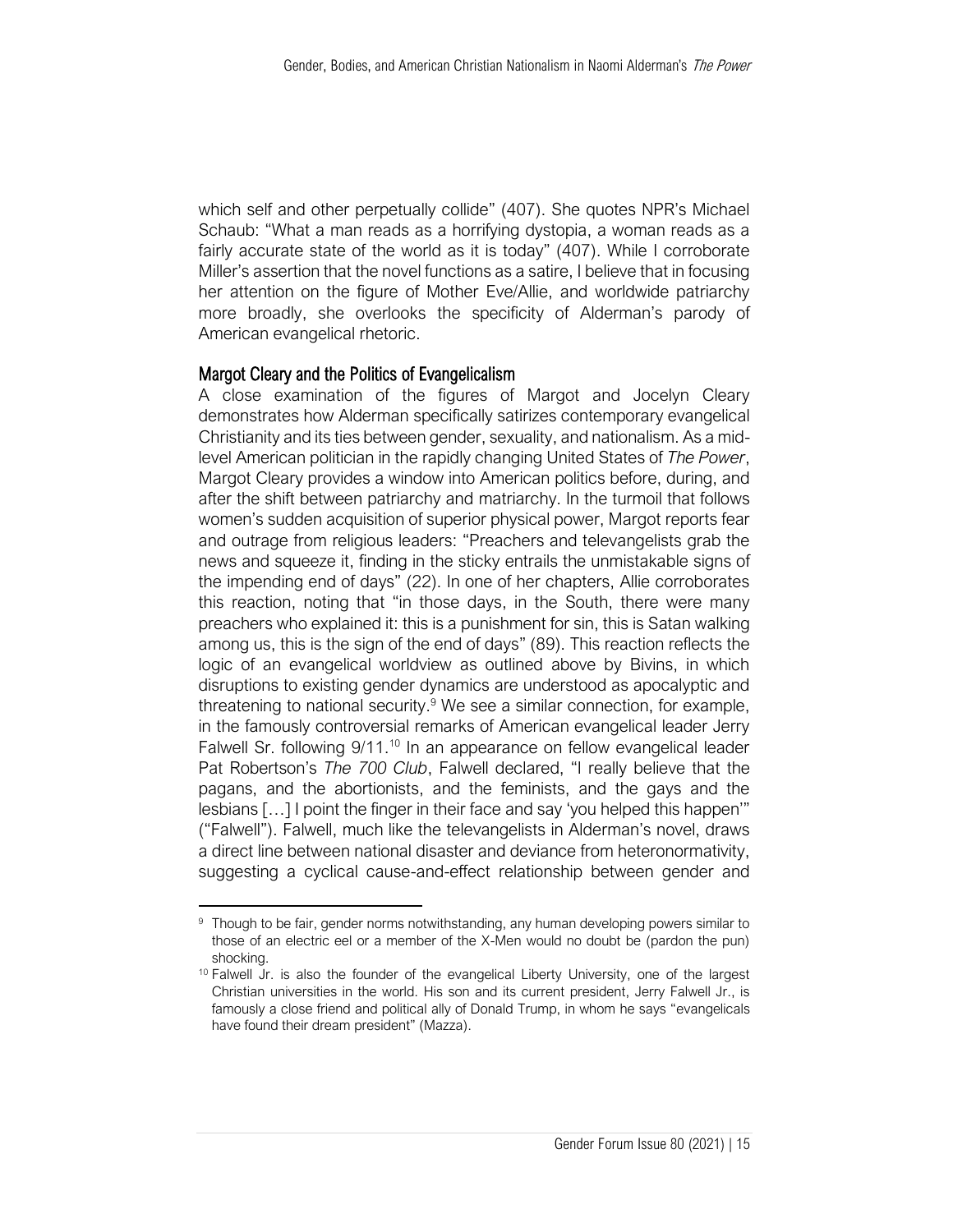which self and other perpetually collide" (407). She quotes NPR's Michael Schaub: "What a man reads as a horrifying dystopia, a woman reads as a fairly accurate state of the world as it is today" (407). While I corroborate Miller's assertion that the novel functions as a satire, I believe that in focusing her attention on the figure of Mother Eve/Allie, and worldwide patriarchy more broadly, she overlooks the specificity of Alderman's parody of American evangelical rhetoric.

## Margot Cleary and the Politics of Evangelicalism

A close examination of the figures of Margot and Jocelyn Cleary demonstrates how Alderman specifically satirizes contemporary evangelical Christianity and its ties between gender, sexuality, and nationalism. As a mid-level American politician in the rapidly changing United States of *The Power*, Margot Cleary provides a window into American politics before, during, and after the shift between patriarchy and matriarchy. In the turmoil that follows women's sudden acquisition of superior physical power, Margot reports fear and outrage from religious leaders: "Preachers and televangelists grab the news and squeeze it, finding in the sticky entrails the unmistakable signs of the impending end of days" (22). In one of her chapters, Allie corroborates this reaction, noting that "in those days, in the South, there were many preachers who explained it: this is a punishment for sin, this is Satan walking among us, this is the sign of the end of days" (89). This reaction reflects the logic of an evangelical worldview as outlined above by Bivins, in which disruptions to existing gender dynamics are understood as apocalyptic and threatening to national security.[9] We see a similar connection, for example, in the famously controversial remarks of American evangelical leader Jerry Falwell Sr. following 9/11.[10] In an appearance on fellow evangelical leader Pat Robertson's *The 700 Club*, Falwell declared, "I really believe that the pagans, and the abortionists, and the feminists, and the gays and the lesbians […] I point the finger in their face and say 'you helped this happen'" ("Falwell"). Falwell, much like the televangelists in Alderman's novel, draws a direct line between national disaster and deviance from heteronormativity, suggesting a cyclical cause-and-effect relationship between gender and

---

[9] Though to be fair, gender norms notwithstanding, any human developing powers similar to those of an electric eel or a member of the X-Men would no doubt be (pardon the pun) shocking.

[10] Falwell Jr. is also the founder of the evangelical Liberty University, one of the largest Christian universities in the world. His son and its current president, Jerry Falwell Jr., is famously a close friend and political ally of Donald Trump, in whom he says "evangelicals have found their dream president" (Mazza).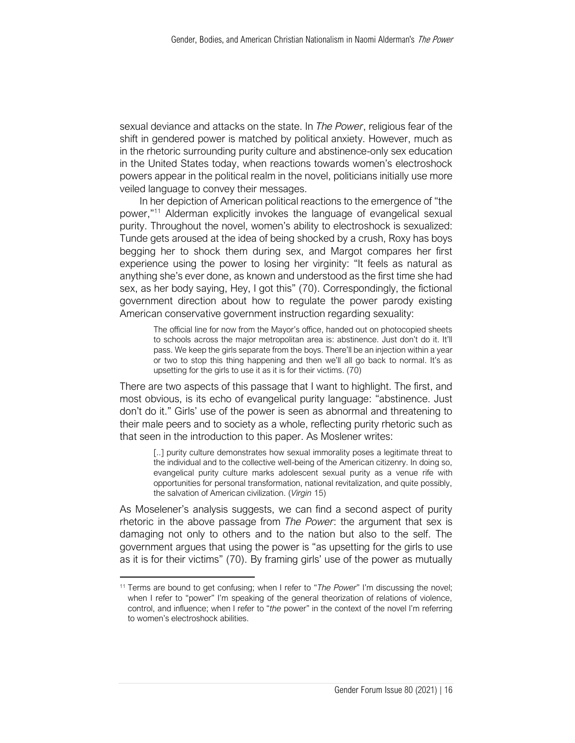sexual deviance and attacks on the state. In *The Power*, religious fear of the shift in gendered power is matched by political anxiety. However, much as in the rhetoric surrounding purity culture and abstinence-only sex education in the United States today, when reactions towards women's electroshock powers appear in the political realm in the novel, politicians initially use more veiled language to convey their messages.

In her depiction of American political reactions to the emergence of "the power,"[11] Alderman explicitly invokes the language of evangelical sexual purity. Throughout the novel, women's ability to electroshock is sexualized: Tunde gets aroused at the idea of being shocked by a crush, Roxy has boys begging her to shock them during sex, and Margot compares her first experience using the power to losing her virginity: "It feels as natural as anything she's ever done, as known and understood as the first time she had sex, as her body saying, Hey, I got this" (70). Correspondingly, the fictional government direction about how to regulate the power parody existing American conservative government instruction regarding sexuality:

> The official line for now from the Mayor's office, handed out on photocopied sheets to schools across the major metropolitan area is: abstinence. Just don't do it. It'll pass. We keep the girls separate from the boys. There'll be an injection within a year or two to stop this thing happening and then we'll all go back to normal. It's as upsetting for the girls to use it as it is for their victims. (70)

There are two aspects of this passage that I want to highlight. The first, and most obvious, is its echo of evangelical purity language: "abstinence. Just don't do it." Girls' use of the power is seen as abnormal and threatening to their male peers and to society as a whole, reflecting purity rhetoric such as that seen in the introduction to this paper. As Moslener writes:

> [..] purity culture demonstrates how sexual immorality poses a legitimate threat to the individual and to the collective well-being of the American citizenry. In doing so, evangelical purity culture marks adolescent sexual purity as a venue rife with opportunities for personal transformation, national revitalization, and quite possibly, the salvation of American civilization. (*Virgin* 15)

As Moselener's analysis suggests, we can find a second aspect of purity rhetoric in the above passage from *The Power*: the argument that sex is damaging not only to others and to the nation but also to the self. The government argues that using the power is "as upsetting for the girls to use as it is for their victims" (70). By framing girls' use of the power as mutually

[11] Terms are bound to get confusing; when I refer to "*The Power*" I'm discussing the novel; when I refer to "power" I'm speaking of the general theorization of relations of violence, control, and influence; when I refer to "*the* power" in the context of the novel I'm referring to women's electroshock abilities.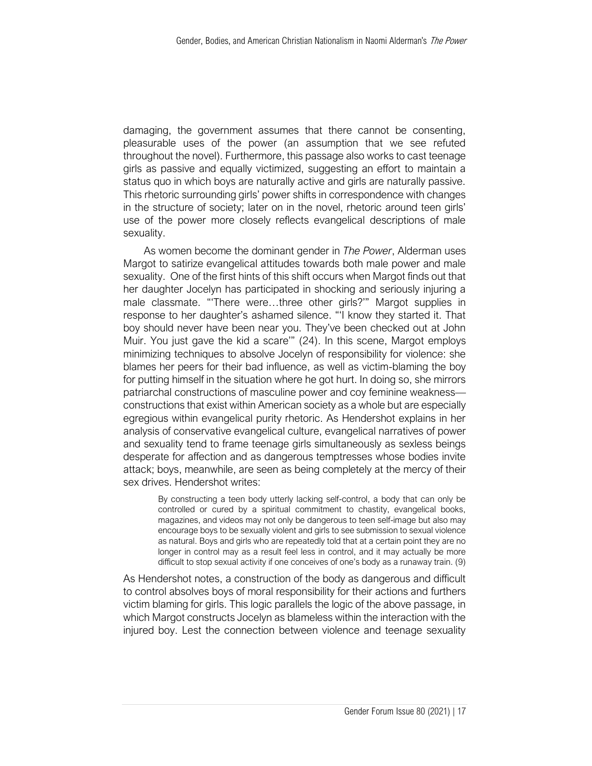damaging, the government assumes that there cannot be consenting, pleasurable uses of the power (an assumption that we see refuted throughout the novel). Furthermore, this passage also works to cast teenage girls as passive and equally victimized, suggesting an effort to maintain a status quo in which boys are naturally active and girls are naturally passive. This rhetoric surrounding girls' power shifts in correspondence with changes in the structure of society; later on in the novel, rhetoric around teen girls' use of the power more closely reflects evangelical descriptions of male sexuality.

As women become the dominant gender in *The Power*, Alderman uses Margot to satirize evangelical attitudes towards both male power and male sexuality. One of the first hints of this shift occurs when Margot finds out that her daughter Jocelyn has participated in shocking and seriously injuring a male classmate. "'There were…three other girls?'" Margot supplies in response to her daughter's ashamed silence. "'I know they started it. That boy should never have been near you. They've been checked out at John Muir. You just gave the kid a scare'" (24). In this scene, Margot employs minimizing techniques to absolve Jocelyn of responsibility for violence: she blames her peers for their bad influence, as well as victim-blaming the boy for putting himself in the situation where he got hurt. In doing so, she mirrors patriarchal constructions of masculine power and coy feminine weakness—constructions that exist within American society as a whole but are especially egregious within evangelical purity rhetoric. As Hendershot explains in her analysis of conservative evangelical culture, evangelical narratives of power and sexuality tend to frame teenage girls simultaneously as sexless beings desperate for affection and as dangerous temptresses whose bodies invite attack; boys, meanwhile, are seen as being completely at the mercy of their sex drives. Hendershot writes:

> By constructing a teen body utterly lacking self-control, a body that can only be controlled or cured by a spiritual commitment to chastity, evangelical books, magazines, and videos may not only be dangerous to teen self-image but also may encourage boys to be sexually violent and girls to see submission to sexual violence as natural. Boys and girls who are repeatedly told that at a certain point they are no longer in control may as a result feel less in control, and it may actually be more difficult to stop sexual activity if one conceives of one's body as a runaway train. (9)

As Hendershot notes, a construction of the body as dangerous and difficult to control absolves boys of moral responsibility for their actions and furthers victim blaming for girls. This logic parallels the logic of the above passage, in which Margot constructs Jocelyn as blameless within the interaction with the injured boy. Lest the connection between violence and teenage sexuality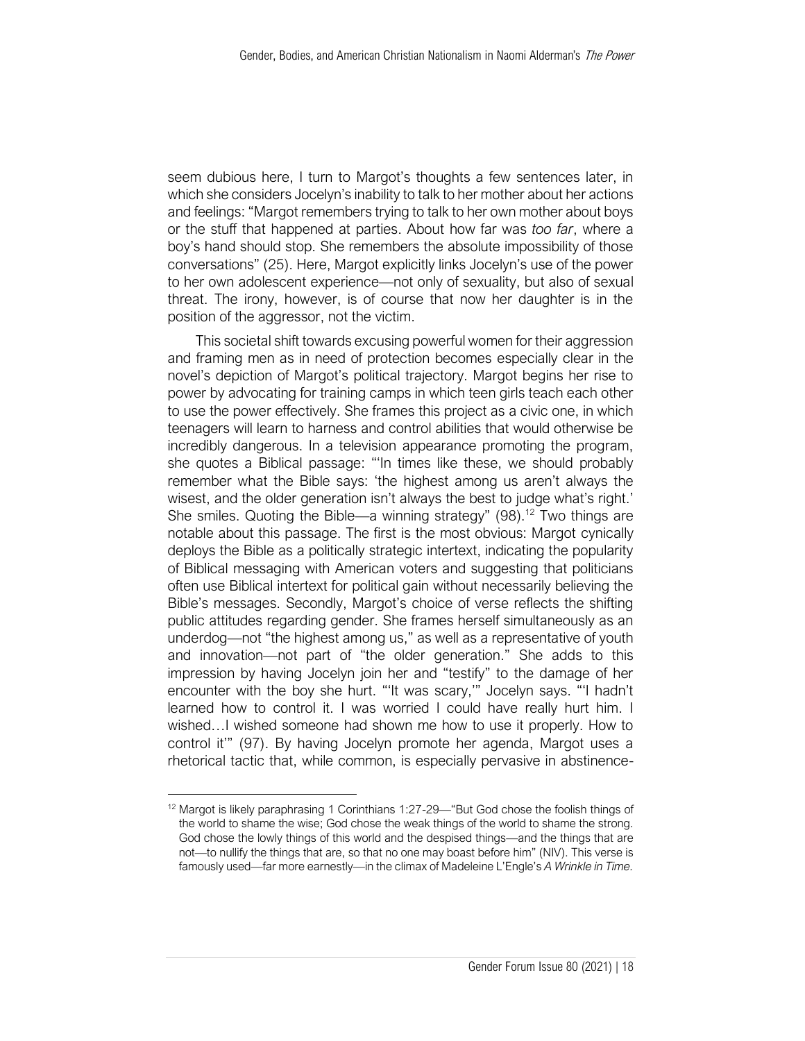seem dubious here, I turn to Margot's thoughts a few sentences later, in which she considers Jocelyn's inability to talk to her mother about her actions and feelings: "Margot remembers trying to talk to her own mother about boys or the stuff that happened at parties. About how far was *too far*, where a boy's hand should stop. She remembers the absolute impossibility of those conversations" (25). Here, Margot explicitly links Jocelyn's use of the power to her own adolescent experience—not only of sexuality, but also of sexual threat. The irony, however, is of course that now her daughter is in the position of the aggressor, not the victim.

This societal shift towards excusing powerful women for their aggression and framing men as in need of protection becomes especially clear in the novel's depiction of Margot's political trajectory. Margot begins her rise to power by advocating for training camps in which teen girls teach each other to use the power effectively. She frames this project as a civic one, in which teenagers will learn to harness and control abilities that would otherwise be incredibly dangerous. In a television appearance promoting the program, she quotes a Biblical passage: "'In times like these, we should probably remember what the Bible says: 'the highest among us aren't always the wisest, and the older generation isn't always the best to judge what's right.' She smiles. Quoting the Bible—a winning strategy" (98).[12] Two things are notable about this passage. The first is the most obvious: Margot cynically deploys the Bible as a politically strategic intertext, indicating the popularity of Biblical messaging with American voters and suggesting that politicians often use Biblical intertext for political gain without necessarily believing the Bible's messages. Secondly, Margot's choice of verse reflects the shifting public attitudes regarding gender. She frames herself simultaneously as an underdog—not "the highest among us," as well as a representative of youth and innovation—not part of "the older generation." She adds to this impression by having Jocelyn join her and "testify" to the damage of her encounter with the boy she hurt. "'It was scary,'" Jocelyn says. "'I hadn't learned how to control it. I was worried I could have really hurt him. I wished…I wished someone had shown me how to use it properly. How to control it'" (97). By having Jocelyn promote her agenda, Margot uses a rhetorical tactic that, while common, is especially pervasive in abstinence-

[12] Margot is likely paraphrasing 1 Corinthians 1:27-29—"But God chose the foolish things of the world to shame the wise; God chose the weak things of the world to shame the strong. God chose the lowly things of this world and the despised things—and the things that are not—to nullify the things that are, so that no one may boast before him" (NIV). This verse is famously used—far more earnestly—in the climax of Madeleine L'Engle's *A Wrinkle in Time.*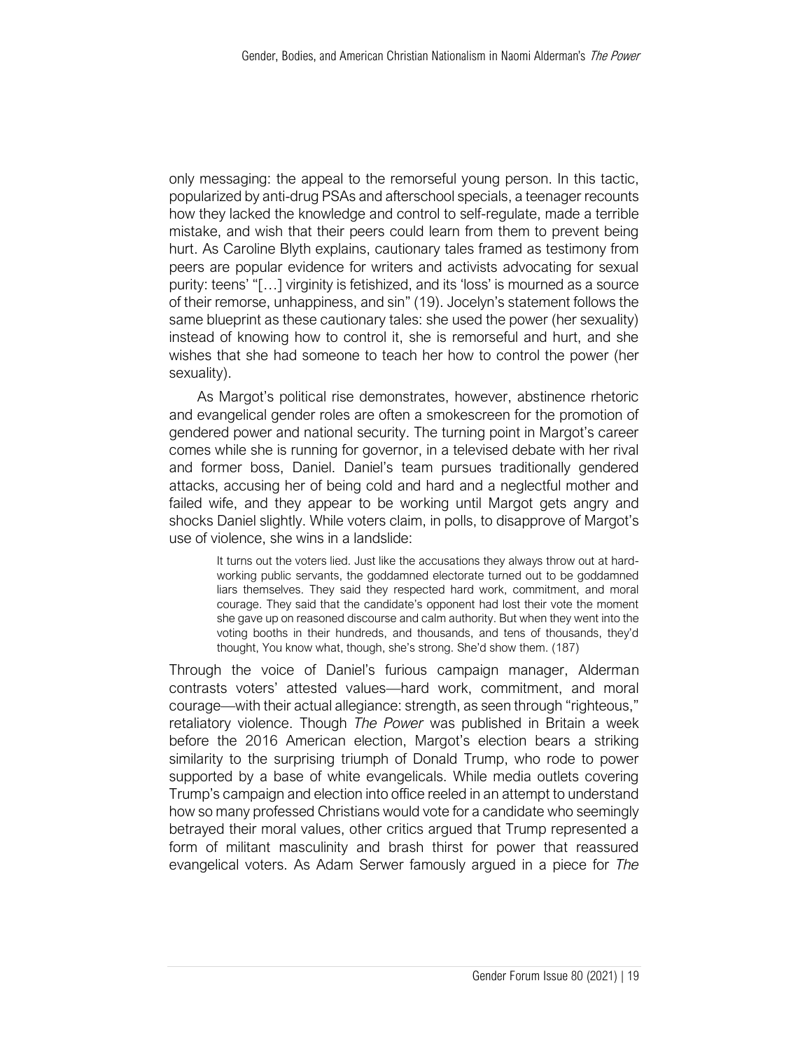only messaging: the appeal to the remorseful young person. In this tactic, popularized by anti-drug PSAs and afterschool specials, a teenager recounts how they lacked the knowledge and control to self-regulate, made a terrible mistake, and wish that their peers could learn from them to prevent being hurt. As Caroline Blyth explains, cautionary tales framed as testimony from peers are popular evidence for writers and activists advocating for sexual purity: teens' "[…] virginity is fetishized, and its 'loss' is mourned as a source of their remorse, unhappiness, and sin" (19). Jocelyn's statement follows the same blueprint as these cautionary tales: she used the power (her sexuality) instead of knowing how to control it, she is remorseful and hurt, and she wishes that she had someone to teach her how to control the power (her sexuality).

As Margot's political rise demonstrates, however, abstinence rhetoric and evangelical gender roles are often a smokescreen for the promotion of gendered power and national security. The turning point in Margot's career comes while she is running for governor, in a televised debate with her rival and former boss, Daniel. Daniel's team pursues traditionally gendered attacks, accusing her of being cold and hard and a neglectful mother and failed wife, and they appear to be working until Margot gets angry and shocks Daniel slightly. While voters claim, in polls, to disapprove of Margot's use of violence, she wins in a landslide:

> It turns out the voters lied. Just like the accusations they always throw out at hard-working public servants, the goddamned electorate turned out to be goddamned liars themselves. They said they respected hard work, commitment, and moral courage. They said that the candidate's opponent had lost their vote the moment she gave up on reasoned discourse and calm authority. But when they went into the voting booths in their hundreds, and thousands, and tens of thousands, they'd thought, You know what, though, she's strong. She'd show them. (187)

Through the voice of Daniel's furious campaign manager, Alderman contrasts voters' attested values—hard work, commitment, and moral courage—with their actual allegiance: strength, as seen through "righteous," retaliatory violence. Though *The Power* was published in Britain a week before the 2016 American election, Margot's election bears a striking similarity to the surprising triumph of Donald Trump, who rode to power supported by a base of white evangelicals. While media outlets covering Trump's campaign and election into office reeled in an attempt to understand how so many professed Christians would vote for a candidate who seemingly betrayed their moral values, other critics argued that Trump represented a form of militant masculinity and brash thirst for power that reassured evangelical voters. As Adam Serwer famously argued in a piece for *The*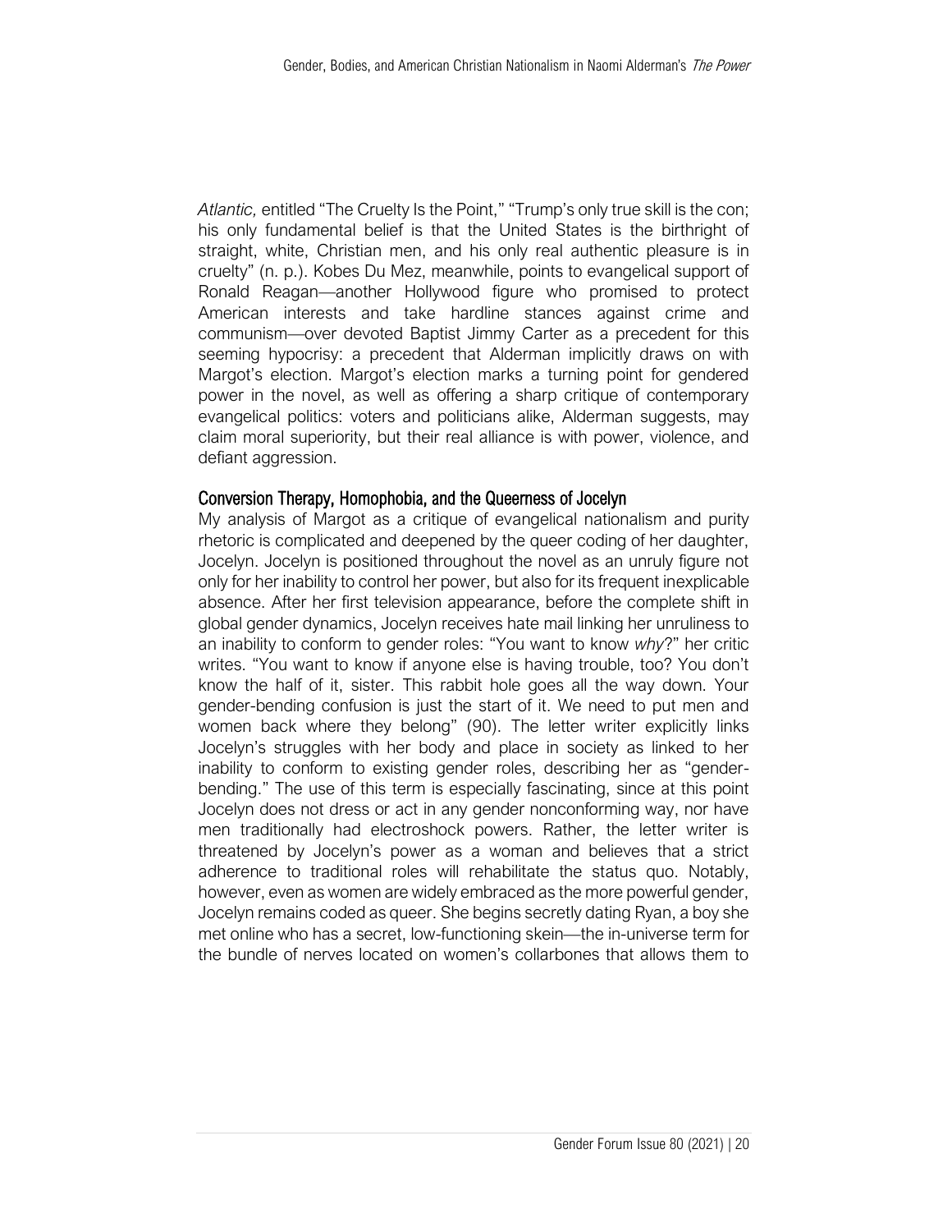*Atlantic,* entitled "The Cruelty Is the Point," "Trump's only true skill is the con; his only fundamental belief is that the United States is the birthright of straight, white, Christian men, and his only real authentic pleasure is in cruelty" (n. p.). Kobes Du Mez, meanwhile, points to evangelical support of Ronald Reagan—another Hollywood figure who promised to protect American interests and take hardline stances against crime and communism—over devoted Baptist Jimmy Carter as a precedent for this seeming hypocrisy: a precedent that Alderman implicitly draws on with Margot's election. Margot's election marks a turning point for gendered power in the novel, as well as offering a sharp critique of contemporary evangelical politics: voters and politicians alike, Alderman suggests, may claim moral superiority, but their real alliance is with power, violence, and defiant aggression.

## Conversion Therapy, Homophobia, and the Queerness of Jocelyn

My analysis of Margot as a critique of evangelical nationalism and purity rhetoric is complicated and deepened by the queer coding of her daughter, Jocelyn. Jocelyn is positioned throughout the novel as an unruly figure not only for her inability to control her power, but also for its frequent inexplicable absence. After her first television appearance, before the complete shift in global gender dynamics, Jocelyn receives hate mail linking her unruliness to an inability to conform to gender roles: "You want to know *why*?" her critic writes. "You want to know if anyone else is having trouble, too? You don't know the half of it, sister. This rabbit hole goes all the way down. Your gender-bending confusion is just the start of it. We need to put men and women back where they belong" (90). The letter writer explicitly links Jocelyn's struggles with her body and place in society as linked to her inability to conform to existing gender roles, describing her as "gender-bending." The use of this term is especially fascinating, since at this point Jocelyn does not dress or act in any gender nonconforming way, nor have men traditionally had electroshock powers. Rather, the letter writer is threatened by Jocelyn's power as a woman and believes that a strict adherence to traditional roles will rehabilitate the status quo. Notably, however, even as women are widely embraced as the more powerful gender, Jocelyn remains coded as queer. She begins secretly dating Ryan, a boy she met online who has a secret, low-functioning skein—the in-universe term for the bundle of nerves located on women's collarbones that allows them to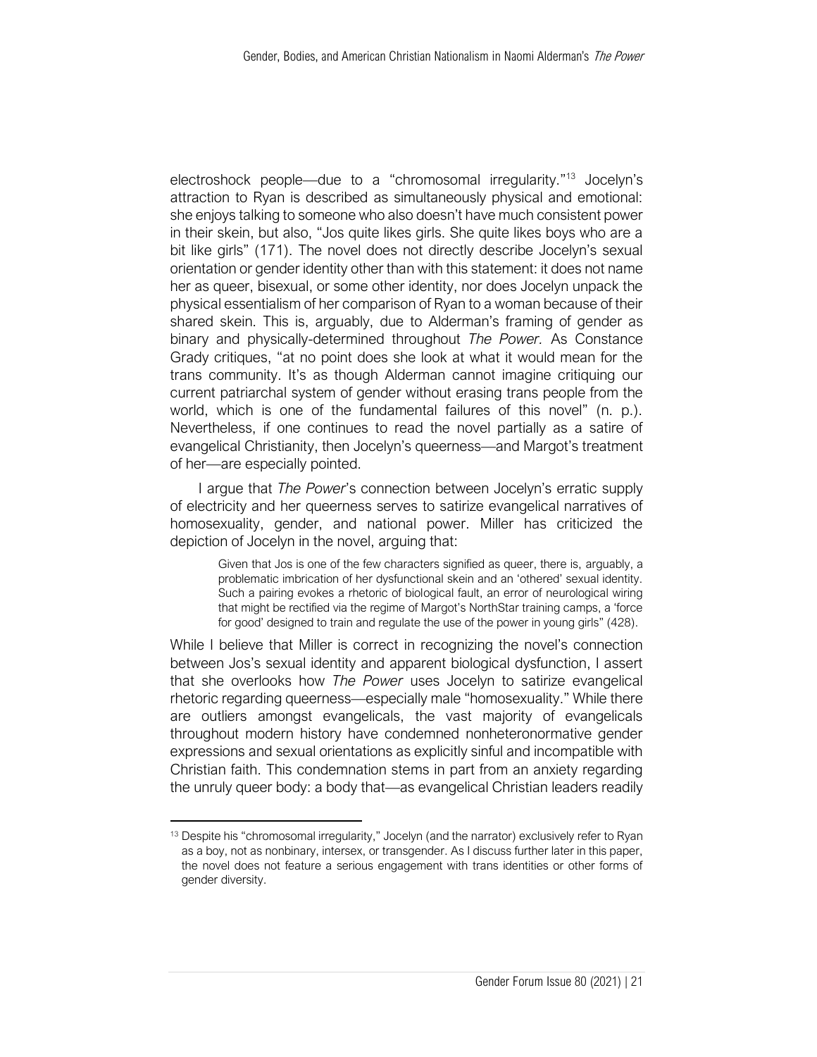electroshock people—due to a "chromosomal irregularity."[13] Jocelyn's attraction to Ryan is described as simultaneously physical and emotional: she enjoys talking to someone who also doesn't have much consistent power in their skein, but also, "Jos quite likes girls. She quite likes boys who are a bit like girls" (171). The novel does not directly describe Jocelyn's sexual orientation or gender identity other than with this statement: it does not name her as queer, bisexual, or some other identity, nor does Jocelyn unpack the physical essentialism of her comparison of Ryan to a woman because of their shared skein. This is, arguably, due to Alderman's framing of gender as binary and physically-determined throughout *The Power*. As Constance Grady critiques, "at no point does she look at what it would mean for the trans community. It's as though Alderman cannot imagine critiquing our current patriarchal system of gender without erasing trans people from the world, which is one of the fundamental failures of this novel" (n. p.). Nevertheless, if one continues to read the novel partially as a satire of evangelical Christianity, then Jocelyn's queerness—and Margot's treatment of her—are especially pointed.

I argue that *The Power*'s connection between Jocelyn's erratic supply of electricity and her queerness serves to satirize evangelical narratives of homosexuality, gender, and national power. Miller has criticized the depiction of Jocelyn in the novel, arguing that:

> Given that Jos is one of the few characters signified as queer, there is, arguably, a problematic imbrication of her dysfunctional skein and an 'othered' sexual identity. Such a pairing evokes a rhetoric of biological fault, an error of neurological wiring that might be rectified via the regime of Margot's NorthStar training camps, a 'force for good' designed to train and regulate the use of the power in young girls" (428).

While I believe that Miller is correct in recognizing the novel's connection between Jos's sexual identity and apparent biological dysfunction, I assert that she overlooks how *The Power* uses Jocelyn to satirize evangelical rhetoric regarding queerness—especially male "homosexuality." While there are outliers amongst evangelicals, the vast majority of evangelicals throughout modern history have condemned nonheteronormative gender expressions and sexual orientations as explicitly sinful and incompatible with Christian faith. This condemnation stems in part from an anxiety regarding the unruly queer body: a body that—as evangelical Christian leaders readily

[13] Despite his "chromosomal irregularity," Jocelyn (and the narrator) exclusively refer to Ryan as a boy, not as nonbinary, intersex, or transgender. As I discuss further later in this paper, the novel does not feature a serious engagement with trans identities or other forms of gender diversity.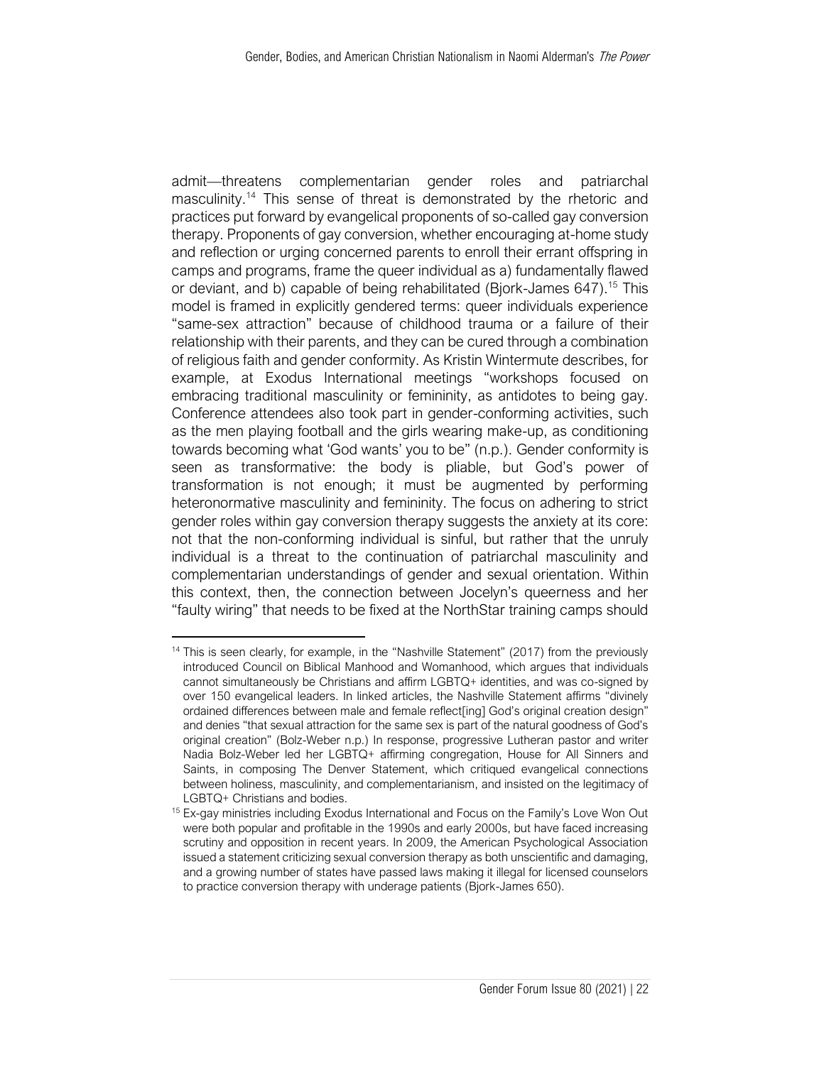admit—threatens complementarian gender roles and patriarchal masculinity.[14] This sense of threat is demonstrated by the rhetoric and practices put forward by evangelical proponents of so-called gay conversion therapy. Proponents of gay conversion, whether encouraging at-home study and reflection or urging concerned parents to enroll their errant offspring in camps and programs, frame the queer individual as a) fundamentally flawed or deviant, and b) capable of being rehabilitated (Bjork-James 647).[15] This model is framed in explicitly gendered terms: queer individuals experience "same-sex attraction" because of childhood trauma or a failure of their relationship with their parents, and they can be cured through a combination of religious faith and gender conformity. As Kristin Wintermute describes, for example, at Exodus International meetings "workshops focused on embracing traditional masculinity or femininity, as antidotes to being gay. Conference attendees also took part in gender-conforming activities, such as the men playing football and the girls wearing make-up, as conditioning towards becoming what 'God wants' you to be" (n.p.). Gender conformity is seen as transformative: the body is pliable, but God's power of transformation is not enough; it must be augmented by performing heteronormative masculinity and femininity. The focus on adhering to strict gender roles within gay conversion therapy suggests the anxiety at its core: not that the non-conforming individual is sinful, but rather that the unruly individual is a threat to the continuation of patriarchal masculinity and complementarian understandings of gender and sexual orientation. Within this context, then, the connection between Jocelyn's queerness and her "faulty wiring" that needs to be fixed at the NorthStar training camps should

---

[14] This is seen clearly, for example, in the "Nashville Statement" (2017) from the previously introduced Council on Biblical Manhood and Womanhood, which argues that individuals cannot simultaneously be Christians and affirm LGBTQ+ identities, and was co-signed by over 150 evangelical leaders. In linked articles, the Nashville Statement affirms "divinely ordained differences between male and female reflect[ing] God's original creation design" and denies "that sexual attraction for the same sex is part of the natural goodness of God's original creation" (Bolz-Weber n.p.) In response, progressive Lutheran pastor and writer Nadia Bolz-Weber led her LGBTQ+ affirming congregation, House for All Sinners and Saints, in composing The Denver Statement, which critiqued evangelical connections between holiness, masculinity, and complementarianism, and insisted on the legitimacy of LGBTQ+ Christians and bodies.

[15] Ex-gay ministries including Exodus International and Focus on the Family's Love Won Out were both popular and profitable in the 1990s and early 2000s, but have faced increasing scrutiny and opposition in recent years. In 2009, the American Psychological Association issued a statement criticizing sexual conversion therapy as both unscientific and damaging, and a growing number of states have passed laws making it illegal for licensed counselors to practice conversion therapy with underage patients (Bjork-James 650).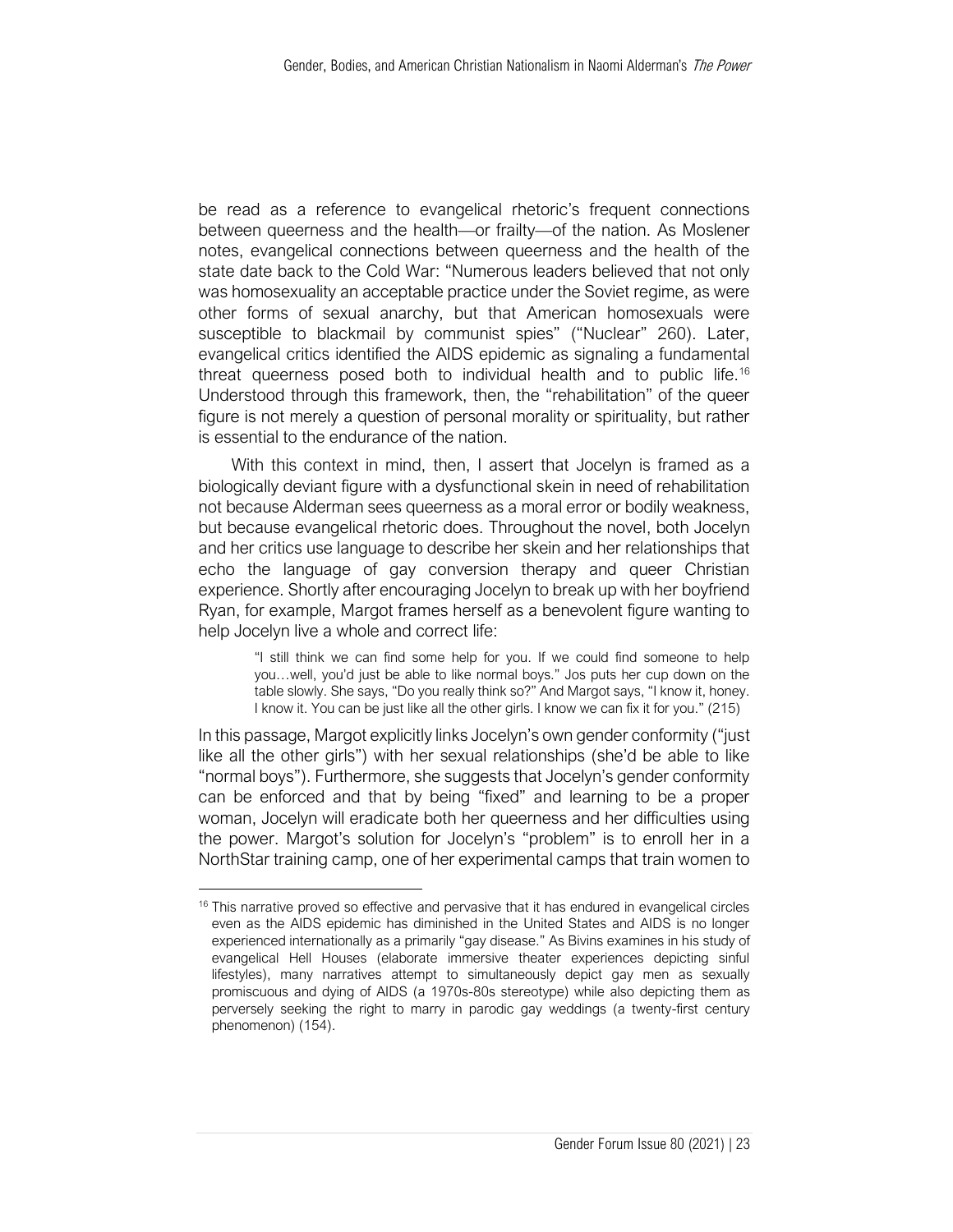be read as a reference to evangelical rhetoric's frequent connections between queerness and the health—or frailty—of the nation. As Moslener notes, evangelical connections between queerness and the health of the state date back to the Cold War: "Numerous leaders believed that not only was homosexuality an acceptable practice under the Soviet regime, as were other forms of sexual anarchy, but that American homosexuals were susceptible to blackmail by communist spies" ("Nuclear" 260). Later, evangelical critics identified the AIDS epidemic as signaling a fundamental threat queerness posed both to individual health and to public life.[16] Understood through this framework, then, the "rehabilitation" of the queer figure is not merely a question of personal morality or spirituality, but rather is essential to the endurance of the nation.

With this context in mind, then, I assert that Jocelyn is framed as a biologically deviant figure with a dysfunctional skein in need of rehabilitation not because Alderman sees queerness as a moral error or bodily weakness, but because evangelical rhetoric does. Throughout the novel, both Jocelyn and her critics use language to describe her skein and her relationships that echo the language of gay conversion therapy and queer Christian experience. Shortly after encouraging Jocelyn to break up with her boyfriend Ryan, for example, Margot frames herself as a benevolent figure wanting to help Jocelyn live a whole and correct life:

> "I still think we can find some help for you. If we could find someone to help you…well, you'd just be able to like normal boys." Jos puts her cup down on the table slowly. She says, "Do you really think so?" And Margot says, "I know it, honey. I know it. You can be just like all the other girls. I know we can fix it for you." (215)

In this passage, Margot explicitly links Jocelyn's own gender conformity ("just like all the other girls") with her sexual relationships (she'd be able to like "normal boys"). Furthermore, she suggests that Jocelyn's gender conformity can be enforced and that by being "fixed" and learning to be a proper woman, Jocelyn will eradicate both her queerness and her difficulties using the power. Margot's solution for Jocelyn's "problem" is to enroll her in a NorthStar training camp, one of her experimental camps that train women to

---

[16] This narrative proved so effective and pervasive that it has endured in evangelical circles even as the AIDS epidemic has diminished in the United States and AIDS is no longer experienced internationally as a primarily "gay disease." As Bivins examines in his study of evangelical Hell Houses (elaborate immersive theater experiences depicting sinful lifestyles), many narratives attempt to simultaneously depict gay men as sexually promiscuous and dying of AIDS (a 1970s-80s stereotype) while also depicting them as perversely seeking the right to marry in parodic gay weddings (a twenty-first century phenomenon) (154).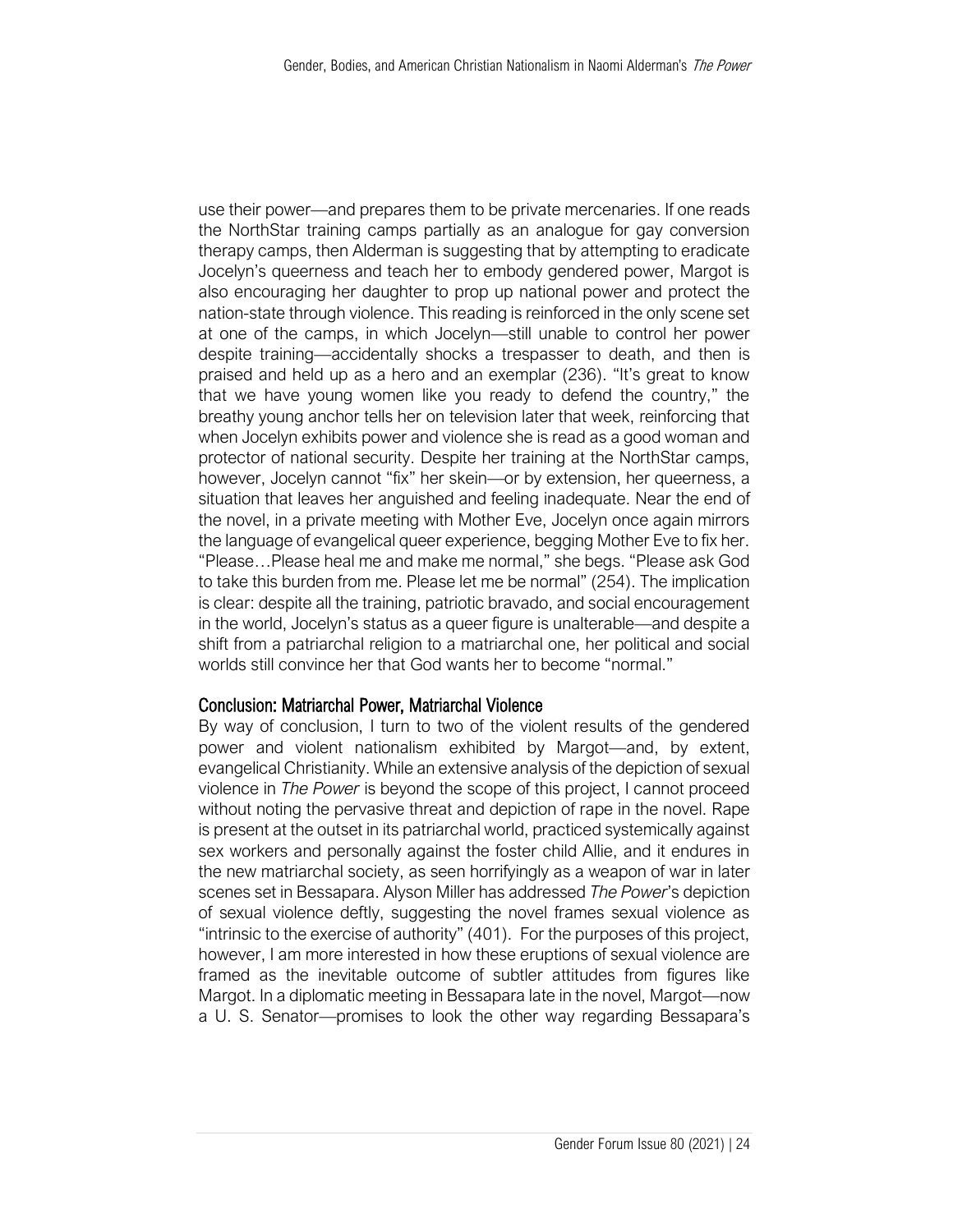use their power—and prepares them to be private mercenaries. If one reads the NorthStar training camps partially as an analogue for gay conversion therapy camps, then Alderman is suggesting that by attempting to eradicate Jocelyn's queerness and teach her to embody gendered power, Margot is also encouraging her daughter to prop up national power and protect the nation-state through violence. This reading is reinforced in the only scene set at one of the camps, in which Jocelyn—still unable to control her power despite training—accidentally shocks a trespasser to death, and then is praised and held up as a hero and an exemplar (236). "It's great to know that we have young women like you ready to defend the country," the breathy young anchor tells her on television later that week, reinforcing that when Jocelyn exhibits power and violence she is read as a good woman and protector of national security. Despite her training at the NorthStar camps, however, Jocelyn cannot "fix" her skein—or by extension, her queerness, a situation that leaves her anguished and feeling inadequate. Near the end of the novel, in a private meeting with Mother Eve, Jocelyn once again mirrors the language of evangelical queer experience, begging Mother Eve to fix her. "Please…Please heal me and make me normal," she begs. "Please ask God to take this burden from me. Please let me be normal" (254). The implication is clear: despite all the training, patriotic bravado, and social encouragement in the world, Jocelyn's status as a queer figure is unalterable—and despite a shift from a patriarchal religion to a matriarchal one, her political and social worlds still convince her that God wants her to become "normal."

## Conclusion: Matriarchal Power, Matriarchal Violence

By way of conclusion, I turn to two of the violent results of the gendered power and violent nationalism exhibited by Margot—and, by extent, evangelical Christianity. While an extensive analysis of the depiction of sexual violence in *The Power* is beyond the scope of this project, I cannot proceed without noting the pervasive threat and depiction of rape in the novel. Rape is present at the outset in its patriarchal world, practiced systemically against sex workers and personally against the foster child Allie, and it endures in the new matriarchal society, as seen horrifyingly as a weapon of war in later scenes set in Bessapara. Alyson Miller has addressed *The Power*'s depiction of sexual violence deftly, suggesting the novel frames sexual violence as "intrinsic to the exercise of authority" (401). For the purposes of this project, however, I am more interested in how these eruptions of sexual violence are framed as the inevitable outcome of subtler attitudes from figures like Margot. In a diplomatic meeting in Bessapara late in the novel, Margot—now a U. S. Senator—promises to look the other way regarding Bessapara's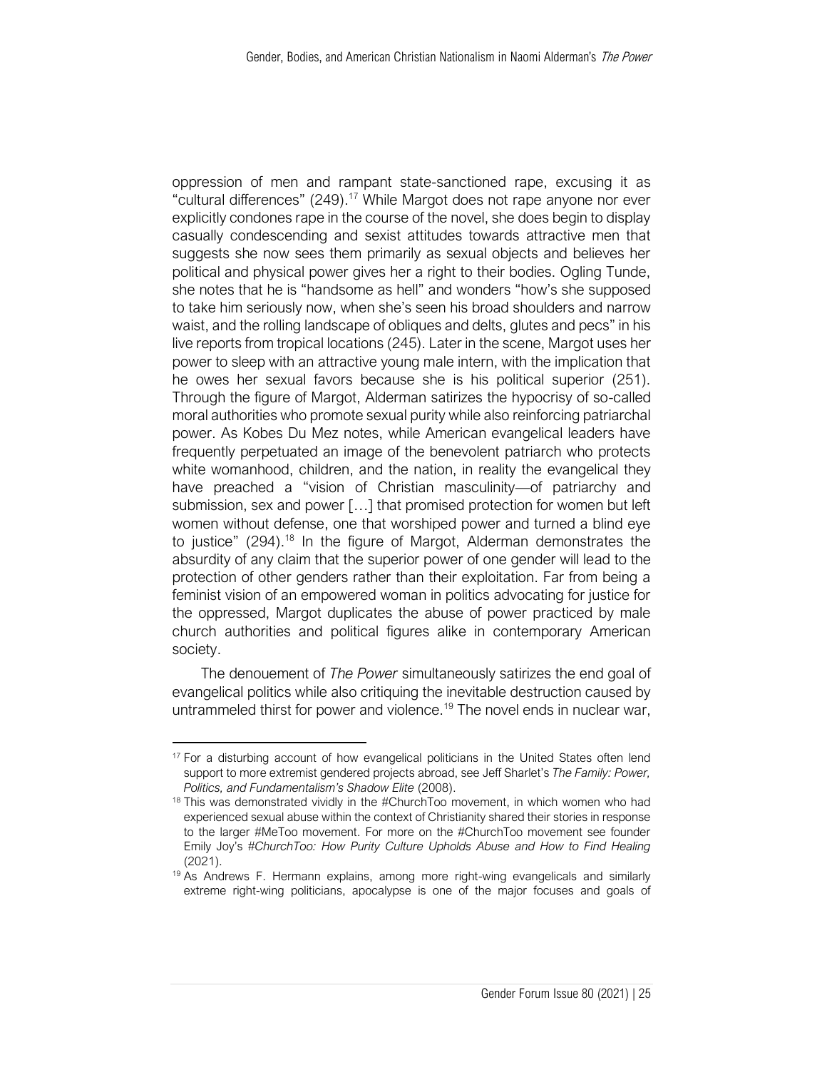oppression of men and rampant state-sanctioned rape, excusing it as "cultural differences" (249).[17] While Margot does not rape anyone nor ever explicitly condones rape in the course of the novel, she does begin to display casually condescending and sexist attitudes towards attractive men that suggests she now sees them primarily as sexual objects and believes her political and physical power gives her a right to their bodies. Ogling Tunde, she notes that he is "handsome as hell" and wonders "how's she supposed to take him seriously now, when she's seen his broad shoulders and narrow waist, and the rolling landscape of obliques and delts, glutes and pecs" in his live reports from tropical locations (245). Later in the scene, Margot uses her power to sleep with an attractive young male intern, with the implication that he owes her sexual favors because she is his political superior (251). Through the figure of Margot, Alderman satirizes the hypocrisy of so-called moral authorities who promote sexual purity while also reinforcing patriarchal power. As Kobes Du Mez notes, while American evangelical leaders have frequently perpetuated an image of the benevolent patriarch who protects white womanhood, children, and the nation, in reality the evangelical they have preached a "vision of Christian masculinity—of patriarchy and submission, sex and power […] that promised protection for women but left women without defense, one that worshiped power and turned a blind eye to justice" (294).[18] In the figure of Margot, Alderman demonstrates the absurdity of any claim that the superior power of one gender will lead to the protection of other genders rather than their exploitation. Far from being a feminist vision of an empowered woman in politics advocating for justice for the oppressed, Margot duplicates the abuse of power practiced by male church authorities and political figures alike in contemporary American society.

The denouement of *The Power* simultaneously satirizes the end goal of evangelical politics while also critiquing the inevitable destruction caused by untrammeled thirst for power and violence.[19] The novel ends in nuclear war,

---

[17] For a disturbing account of how evangelical politicians in the United States often lend support to more extremist gendered projects abroad, see Jeff Sharlet's *The Family: Power, Politics, and Fundamentalism's Shadow Elite* (2008).

[18] This was demonstrated vividly in the #ChurchToo movement, in which women who had experienced sexual abuse within the context of Christianity shared their stories in response to the larger #MeToo movement. For more on the #ChurchToo movement see founder Emily Joy's *#ChurchToo: How Purity Culture Upholds Abuse and How to Find Healing* (2021).

[19] As Andrews F. Hermann explains, among more right-wing evangelicals and similarly extreme right-wing politicians, apocalypse is one of the major focuses and goals of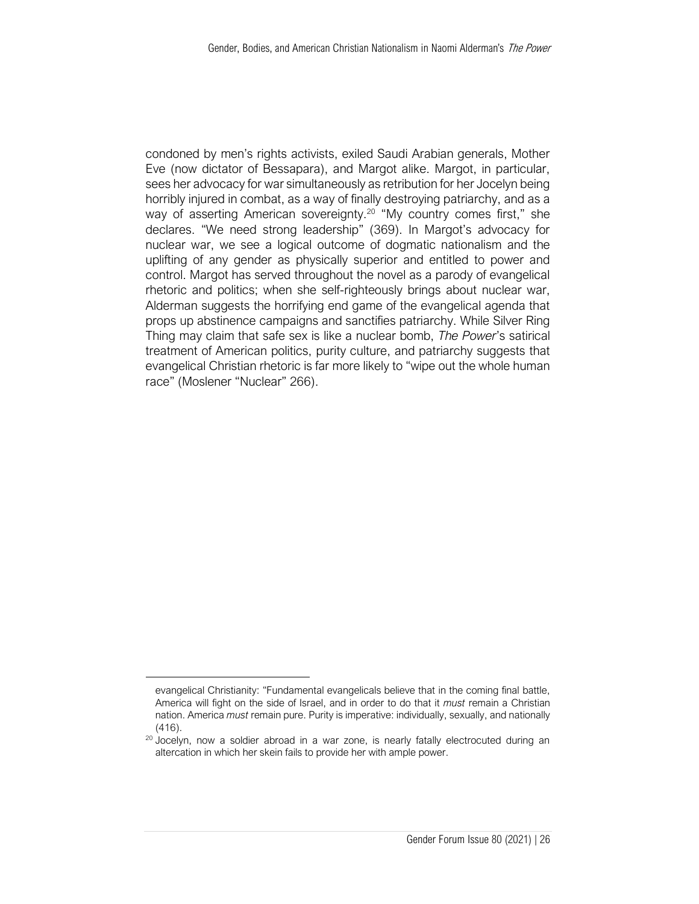condoned by men's rights activists, exiled Saudi Arabian generals, Mother Eve (now dictator of Bessapara), and Margot alike. Margot, in particular, sees her advocacy for war simultaneously as retribution for her Jocelyn being horribly injured in combat, as a way of finally destroying patriarchy, and as a way of asserting American sovereignty.[20] "My country comes first," she declares. "We need strong leadership" (369). In Margot's advocacy for nuclear war, we see a logical outcome of dogmatic nationalism and the uplifting of any gender as physically superior and entitled to power and control. Margot has served throughout the novel as a parody of evangelical rhetoric and politics; when she self-righteously brings about nuclear war, Alderman suggests the horrifying end game of the evangelical agenda that props up abstinence campaigns and sanctifies patriarchy. While Silver Ring Thing may claim that safe sex is like a nuclear bomb, *The Power*'s satirical treatment of American politics, purity culture, and patriarchy suggests that evangelical Christian rhetoric is far more likely to "wipe out the whole human race" (Moslener "Nuclear" 266).

---

evangelical Christianity: "Fundamental evangelicals believe that in the coming final battle, America will fight on the side of Israel, and in order to do that it *must* remain a Christian nation. America *must* remain pure. Purity is imperative: individually, sexually, and nationally (416).

[20] Jocelyn, now a soldier abroad in a war zone, is nearly fatally electrocuted during an altercation in which her skein fails to provide her with ample power.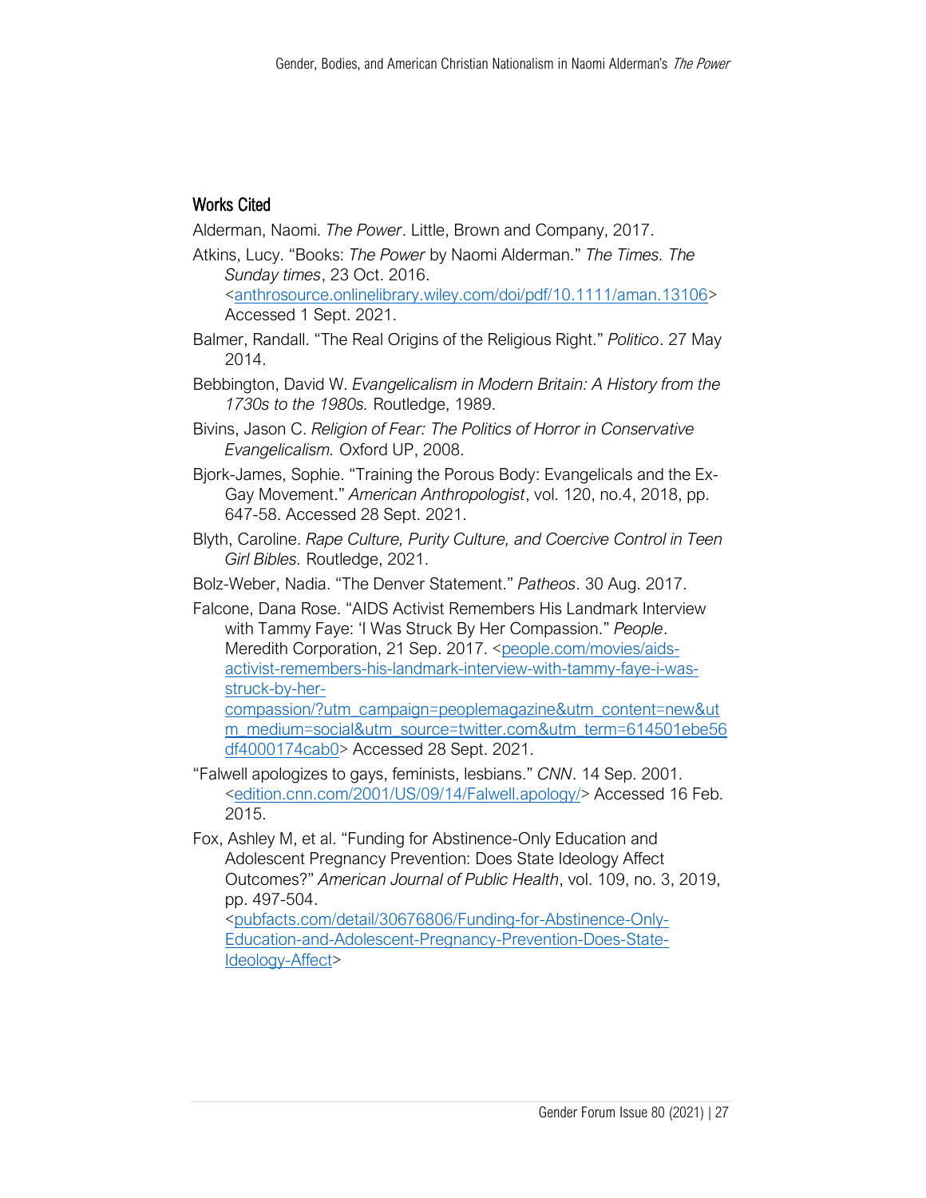## Works Cited

Alderman, Naomi. *The Power*. Little, Brown and Company, 2017.

Atkins, Lucy. "Books: *The Power* by Naomi Alderman." *The Times. The Sunday times*, 23 Oct. 2016. <anthrosource.onlinelibrary.wiley.com/doi/pdf/10.1111/aman.13106> Accessed 1 Sept. 2021.

Balmer, Randall. "The Real Origins of the Religious Right." *Politico*. 27 May 2014.

Bebbington, David W. *Evangelicalism in Modern Britain: A History from the 1730s to the 1980s.* Routledge, 1989.

Bivins, Jason C. *Religion of Fear: The Politics of Horror in Conservative Evangelicalism.* Oxford UP, 2008.

Bjork-James, Sophie. "Training the Porous Body: Evangelicals and the Ex-Gay Movement." *American Anthropologist*, vol. 120, no.4, 2018, pp. 647-58. Accessed 28 Sept. 2021.

Blyth, Caroline. *Rape Culture, Purity Culture, and Coercive Control in Teen Girl Bibles.* Routledge, 2021.

Bolz-Weber, Nadia. "The Denver Statement." *Patheos*. 30 Aug. 2017.

Falcone, Dana Rose. "AIDS Activist Remembers His Landmark Interview with Tammy Faye: 'I Was Struck By Her Compassion.'" *People*. Meredith Corporation, 21 Sep. 2017. <people.com/movies/aids-activist-remembers-his-landmark-interview-with-tammy-faye-i-was-struck-by-her-compassion/?utm_campaign=peoplemagazine&utm_content=new&utm_medium=social&utm_source=twitter.com&utm_term=614501ebe56df4000174cab0> Accessed 28 Sept. 2021.

"Falwell apologizes to gays, feminists, lesbians." *CNN*. 14 Sep. 2001. <edition.cnn.com/2001/US/09/14/Falwell.apology/> Accessed 16 Feb. 2015.

Fox, Ashley M, et al. "Funding for Abstinence-Only Education and Adolescent Pregnancy Prevention: Does State Ideology Affect Outcomes?" *American Journal of Public Health*, vol. 109, no. 3, 2019, pp. 497-504. <pubfacts.com/detail/30676806/Funding-for-Abstinence-Only-Education-and-Adolescent-Pregnancy-Prevention-Does-State-Ideology-Affect>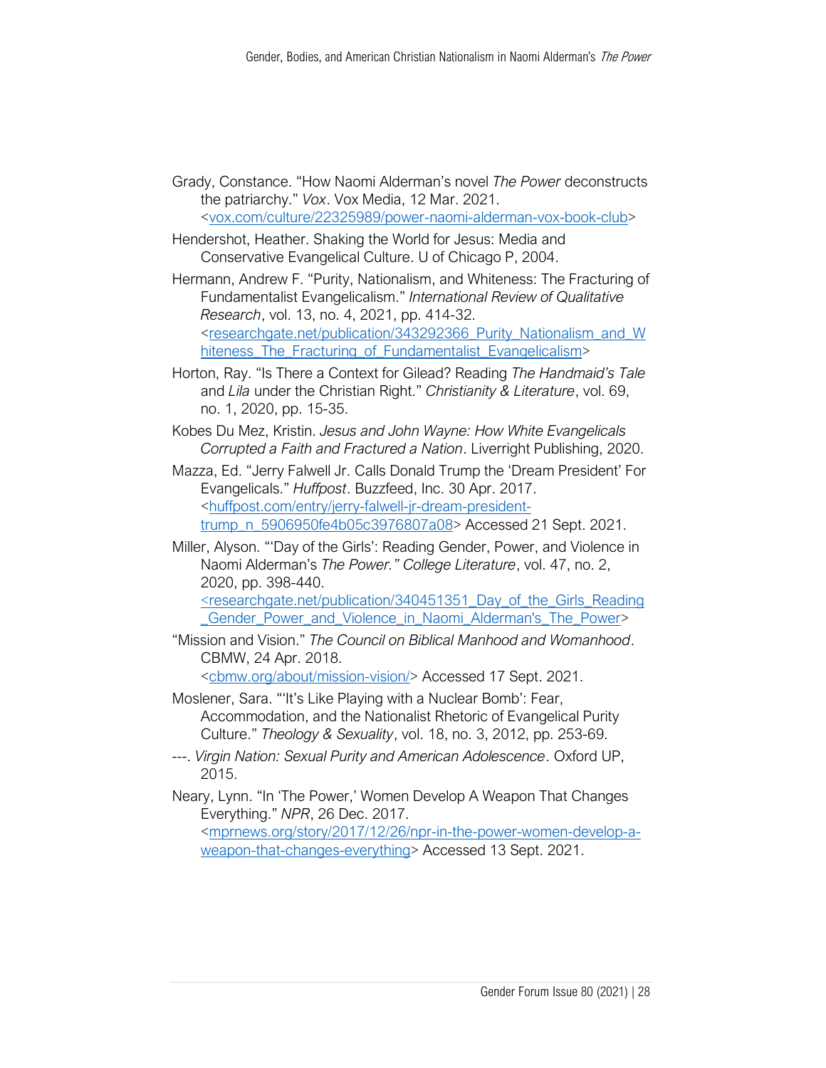Grady, Constance. "How Naomi Alderman's novel *The Power* deconstructs the patriarchy." *Vox*. Vox Media, 12 Mar. 2021. <vox.com/culture/22325989/power-naomi-alderman-vox-book-club>

Hendershot, Heather. Shaking the World for Jesus: Media and Conservative Evangelical Culture. U of Chicago P, 2004.

Hermann, Andrew F. "Purity, Nationalism, and Whiteness: The Fracturing of Fundamentalist Evangelicalism." *International Review of Qualitative Research*, vol. 13, no. 4, 2021, pp. 414-32. <researchgate.net/publication/343292366_Purity_Nationalism_and_Whiteness_The_Fracturing_of_Fundamentalist_Evangelicalism>

Horton, Ray. "Is There a Context for Gilead? Reading *The Handmaid's Tale* and *Lila* under the Christian Right." *Christianity & Literature*, vol. 69, no. 1, 2020, pp. 15-35.

Kobes Du Mez, Kristin. *Jesus and John Wayne: How White Evangelicals Corrupted a Faith and Fractured a Nation*. Liverright Publishing, 2020.

Mazza, Ed. "Jerry Falwell Jr. Calls Donald Trump the 'Dream President' For Evangelicals." *Huffpost*. Buzzfeed, Inc. 30 Apr. 2017. <huffpost.com/entry/jerry-falwell-jr-dream-president-trump_n_5906950fe4b05c3976807a08> Accessed 21 Sept. 2021.

Miller, Alyson. "'Day of the Girls': Reading Gender, Power, and Violence in Naomi Alderman's *The Power." College Literature*, vol. 47, no. 2, 2020, pp. 398-440. <researchgate.net/publication/340451351_Day_of_the_Girls_Reading_Gender_Power_and_Violence_in_Naomi_Alderman's_The_Power>

"Mission and Vision." *The Council on Biblical Manhood and Womanhood*. CBMW, 24 Apr. 2018. <cbmw.org/about/mission-vision/> Accessed 17 Sept. 2021.

Moslener, Sara. "'It's Like Playing with a Nuclear Bomb': Fear, Accommodation, and the Nationalist Rhetoric of Evangelical Purity Culture." *Theology & Sexuality*, vol. 18, no. 3, 2012, pp. 253-69.

---. *Virgin Nation: Sexual Purity and American Adolescence*. Oxford UP, 2015.

Neary, Lynn. "In 'The Power,' Women Develop A Weapon That Changes Everything." *NPR*, 26 Dec. 2017. <mprnews.org/story/2017/12/26/npr-in-the-power-women-develop-a-weapon-that-changes-everything> Accessed 13 Sept. 2021.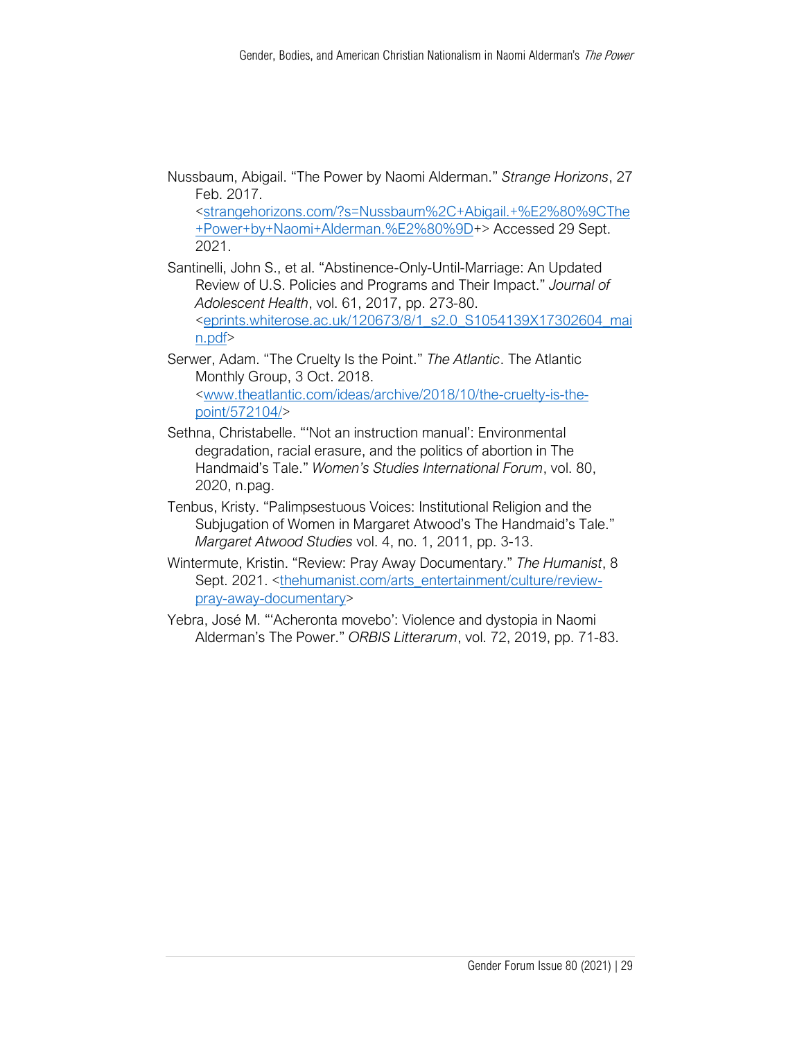Nussbaum, Abigail. "The Power by Naomi Alderman." *Strange Horizons*, 27 Feb. 2017. <strangehorizons.com/?s=Nussbaum%2C+Abigail.+%E2%80%9CThe+Power+by+Naomi+Alderman.%E2%80%9D+> Accessed 29 Sept. 2021.

Santinelli, John S., et al. "Abstinence-Only-Until-Marriage: An Updated Review of U.S. Policies and Programs and Their Impact." *Journal of Adolescent Health*, vol. 61, 2017, pp. 273-80. <eprints.whiterose.ac.uk/120673/8/1_s2.0_S1054139X17302604_main.pdf>

Serwer, Adam. "The Cruelty Is the Point." *The Atlantic*. The Atlantic Monthly Group, 3 Oct. 2018. <www.theatlantic.com/ideas/archive/2018/10/the-cruelty-is-the-point/572104/>

Sethna, Christabelle. "'Not an instruction manual': Environmental degradation, racial erasure, and the politics of abortion in The Handmaid's Tale." *Women's Studies International Forum*, vol. 80, 2020, n.pag.

Tenbus, Kristy. "Palimpsestuous Voices: Institutional Religion and the Subjugation of Women in Margaret Atwood's The Handmaid's Tale." *Margaret Atwood Studies* vol. 4, no. 1, 2011, pp. 3-13.

Wintermute, Kristin. "Review: Pray Away Documentary." *The Humanist*, 8 Sept. 2021. <thehumanist.com/arts_entertainment/culture/review-pray-away-documentary>

Yebra, José M. "'Acheronta movebo': Violence and dystopia in Naomi Alderman's The Power." *ORBIS Litterarum*, vol. 72, 2019, pp. 71-83.